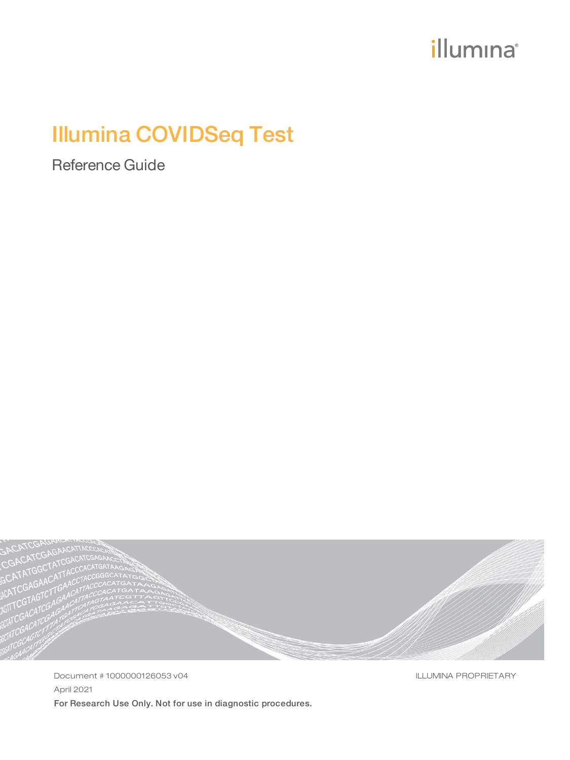illumina®

# Illumina COVIDSeq Test

## Reference Guide

Document # 1000000126053 v04

ILLUMINA PROPRIETARY

April 2021

**For Research Use Only. Not for use in diagnostic procedures.**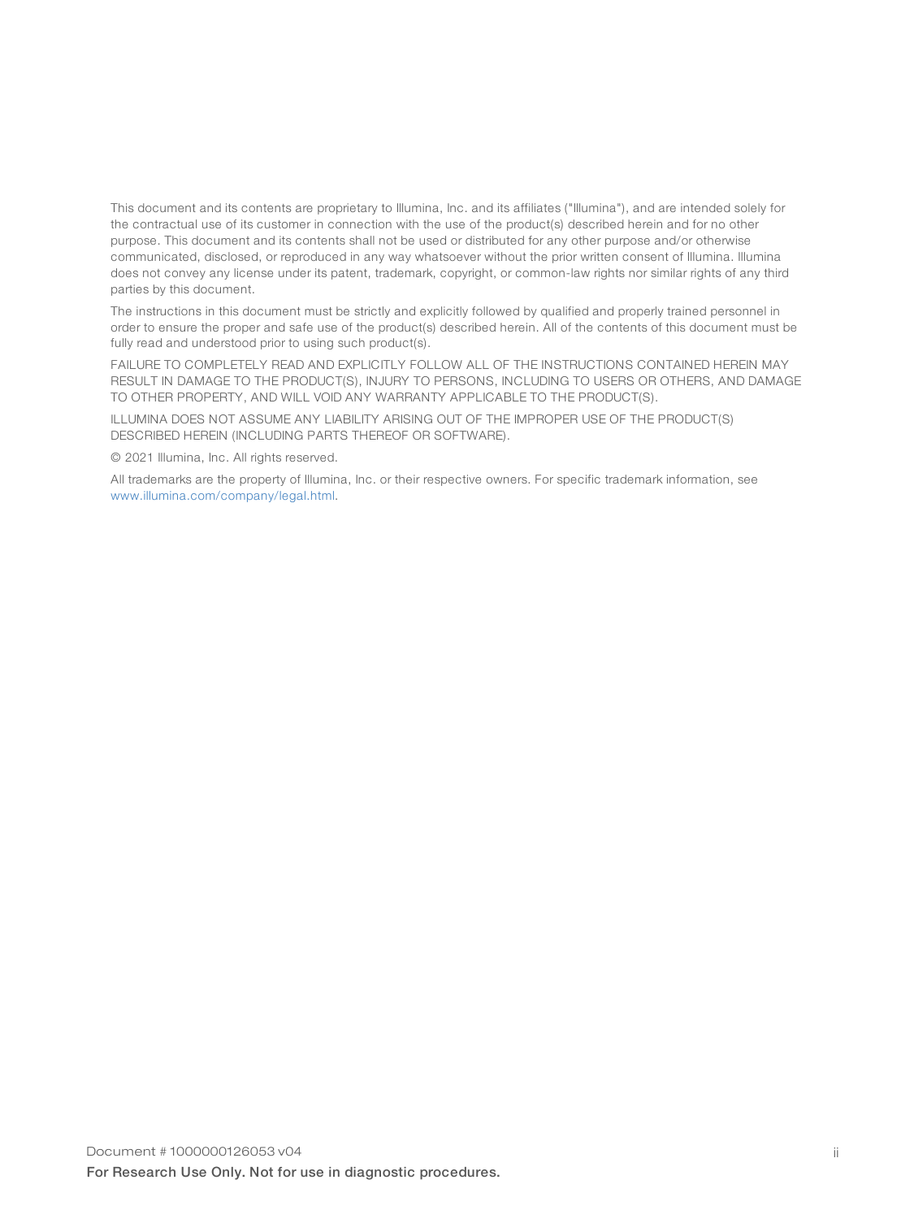This document and its contents are proprietary to Illumina, Inc. and its affiliates ("Illumina"), and are intended solely for the contractual use of its customer in connection with the use of the product(s) described herein and for no other purpose. This document and its contents shall not be used or distributed for any other purpose and/or otherwise communicated, disclosed, or reproduced in any way whatsoever without the prior written consent of Illumina. Illumina does not convey any license under its patent, trademark, copyright, or common-law rights nor similar rights of any third parties by this document.

The instructions in this document must be strictly and explicitly followed by qualified and properly trained personnel in order to ensure the proper and safe use of the product(s) described herein. All of the contents of this document must be fully read and understood prior to using such product(s).

FAILURE TO COMPLETELY READ AND EXPLICITLY FOLLOW ALL OF THE INSTRUCTIONS CONTAINED HEREIN MAY RESULT IN DAMAGE TO THE PRODUCT(S), INJURY TO PERSONS, INCLUDING TO USERS OR OTHERS, AND DAMAGE TO OTHER PROPERTY, AND WILL VOID ANY WARRANTY APPLICABLE TO THE PRODUCT(S).

ILLUMINA DOES NOT ASSUME ANY LIABILITY ARISING OUT OF THE IMPROPER USE OF THE PRODUCT(S) DESCRIBED HEREIN (INCLUDING PARTS THEREOF OR SOFTWARE).

© 2021 Illumina, Inc. All rights reserved.

All trademarks are the property of Illumina, Inc. or their respective owners. For specific trademark information, see www.illumina.com/company/legal.html.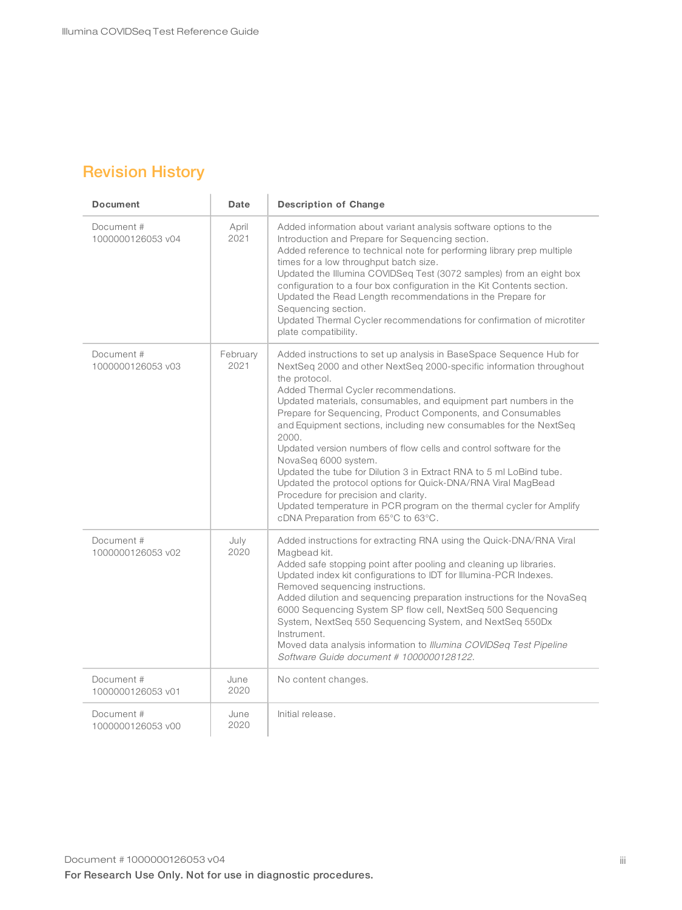# Revision History

| Document | Date | Description of Change |
| --- | --- | --- |
| Document # 1000000126053 v04 | April 2021 | Added information about variant analysis software options to the Introduction and Prepare for Sequencing section.<br>Added reference to technical note for performing library prep multiple times for a low throughput batch size.<br>Updated the Illumina COVIDSeq Test (3072 samples) from an eight box configuration to a four box configuration in the Kit Contents section.<br>Updated the Read Length recommendations in the Prepare for Sequencing section.<br>Updated Thermal Cycler recommendations for confirmation of microtiter plate compatibility. |
| Document # 1000000126053 v03 | February 2021 | Added instructions to set up analysis in BaseSpace Sequence Hub for NextSeq 2000 and other NextSeq 2000-specific information throughout the protocol.<br>Added Thermal Cycler recommendations.<br>Updated materials, consumables, and equipment part numbers in the Prepare for Sequencing, Product Components, and Consumables and Equipment sections, including new consumables for the NextSeq 2000.<br>Updated version numbers of flow cells and control software for the NovaSeq 6000 system.<br>Updated the tube for Dilution 3 in Extract RNA to 5 ml LoBind tube.<br>Updated the protocol options for Quick-DNA/RNA Viral MagBead Procedure for precision and clarity.<br>Updated temperature in PCR program on the thermal cycler for Amplify cDNA Preparation from 65°C to 63°C. |
| Document # 1000000126053 v02 | July 2020 | Added instructions for extracting RNA using the Quick-DNA/RNA Viral Magbead kit.<br>Added safe stopping point after pooling and cleaning up libraries.<br>Updated index kit configurations to IDT for Illumina-PCR Indexes.<br>Removed sequencing instructions.<br>Added dilution and sequencing preparation instructions for the NovaSeq 6000 Sequencing System SP flow cell, NextSeq 500 Sequencing System, NextSeq 550 Sequencing System, and NextSeq 550Dx Instrument.<br>Moved data analysis information to *Illumina COVIDSeq Test Pipeline Software Guide document # 1000000128122.* |
| Document # 1000000126053 v01 | June 2020 | No content changes. |
| Document # 1000000126053 v00 | June 2020 | Initial release. |

Document # 1000000126053 v04

**For Research Use Only. Not for use in diagnostic procedures.**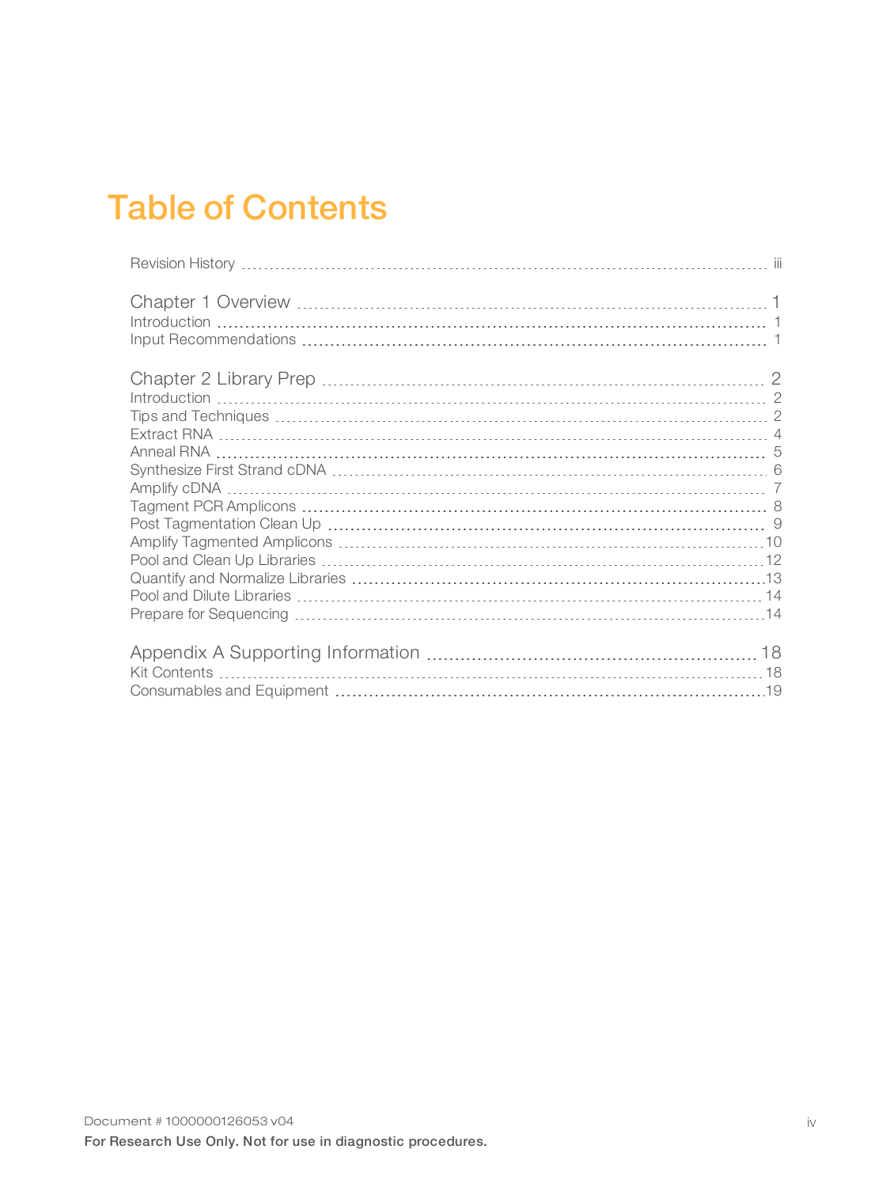# Table of Contents

Revision History ..... iii

Chapter 1 Overview ..... 1
- Introduction ..... 1
- Input Recommendations ..... 1

Chapter 2 Library Prep ..... 2
- Introduction ..... 2
- Tips and Techniques ..... 2
- Extract RNA ..... 4
- Anneal RNA ..... 5
- Synthesize First Strand cDNA ..... 6
- Amplify cDNA ..... 7
- Tagment PCR Amplicons ..... 8
- Post Tagmentation Clean Up ..... 9
- Amplify Tagmented Amplicons ..... 10
- Pool and Clean Up Libraries ..... 12
- Quantify and Normalize Libraries ..... 13
- Pool and Dilute Libraries ..... 14
- Prepare for Sequencing ..... 14

Appendix A Supporting Information ..... 18
- Kit Contents ..... 18
- Consumables and Equipment ..... 19

Document # 1000000126053 v04

**For Research Use Only. Not for use in diagnostic procedures.**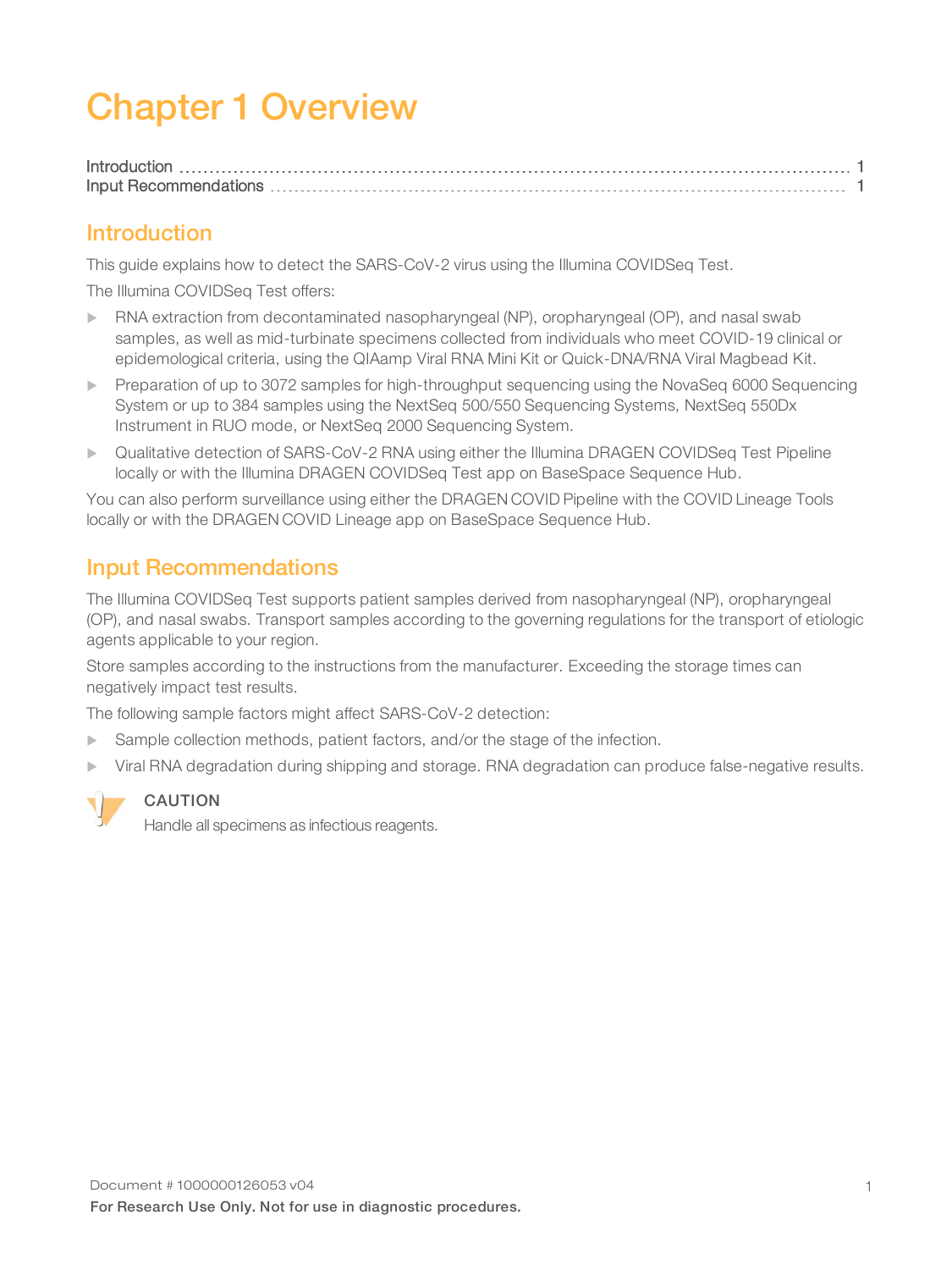# Chapter 1 Overview

Introduction ........................................................ 1
Input Recommendations ........................................................ 1

## Introduction

This guide explains how to detect the SARS-CoV-2 virus using the Illumina COVIDSeq Test.

The Illumina COVIDSeq Test offers:

- RNA extraction from decontaminated nasopharyngeal (NP), oropharyngeal (OP), and nasal swab samples, as well as mid-turbinate specimens collected from individuals who meet COVID-19 clinical or epidemiological criteria, using the QIAamp Viral RNA Mini Kit or Quick-DNA/RNA Viral Magbead Kit.
- Preparation of up to 3072 samples for high-throughput sequencing using the NovaSeq 6000 Sequencing System or up to 384 samples using the NextSeq 500/550 Sequencing Systems, NextSeq 550Dx Instrument in RUO mode, or NextSeq 2000 Sequencing System.
- Qualitative detection of SARS-CoV-2 RNA using either the Illumina DRAGEN COVIDSeq Test Pipeline locally or with the Illumina DRAGEN COVIDSeq Test app on BaseSpace Sequence Hub.

You can also perform surveillance using either the DRAGEN COVID Pipeline with the COVID Lineage Tools locally or with the DRAGEN COVID Lineage app on BaseSpace Sequence Hub.

## Input Recommendations

The Illumina COVIDSeq Test supports patient samples derived from nasopharyngeal (NP), oropharyngeal (OP), and nasal swabs. Transport samples according to the governing regulations for the transport of etiologic agents applicable to your region.

Store samples according to the instructions from the manufacturer. Exceeding the storage times can negatively impact test results.

The following sample factors might affect SARS-CoV-2 detection:

- Sample collection methods, patient factors, and/or the stage of the infection.
- Viral RNA degradation during shipping and storage. RNA degradation can produce false-negative results.

**CAUTION**

Handle all specimens as infectious reagents.

Document # 1000000126053 v04

**For Research Use Only. Not for use in diagnostic procedures.**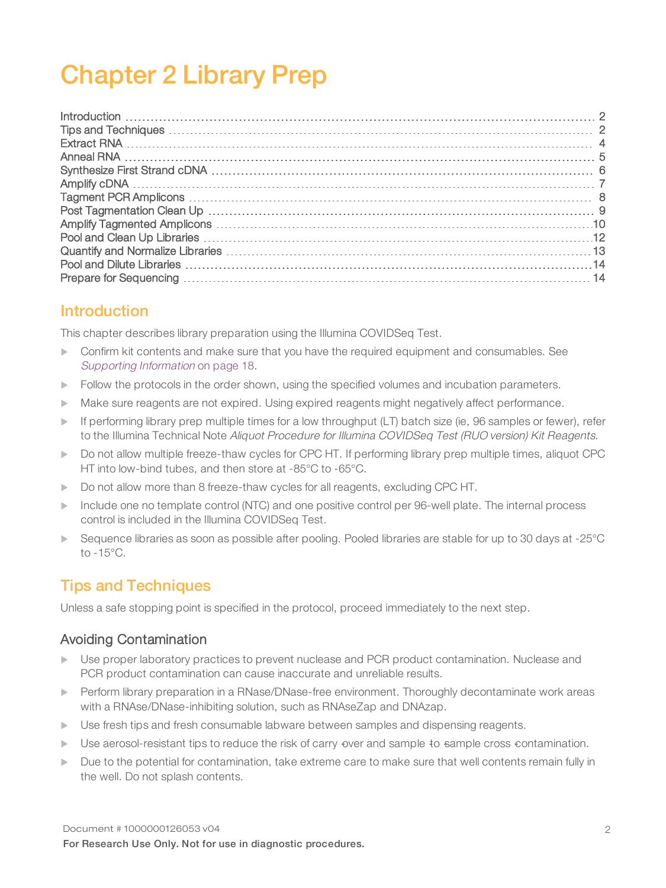# Chapter 2 Library Prep

Introduction ........ 2
Tips and Techniques ........ 2
Extract RNA ........ 4
Anneal RNA ........ 5
Synthesize First Strand cDNA ........ 6
Amplify cDNA ........ 7
Tagment PCR Amplicons ........ 8
Post Tagmentation Clean Up ........ 9
Amplify Tagmented Amplicons ........ 10
Pool and Clean Up Libraries ........ 12
Quantify and Normalize Libraries ........ 13
Pool and Dilute Libraries ........ 14
Prepare for Sequencing ........ 14

## Introduction

This chapter describes library preparation using the Illumina COVIDSeq Test.

- Confirm kit contents and make sure that you have the required equipment and consumables. See *Supporting Information* on page 18.
- Follow the protocols in the order shown, using the specified volumes and incubation parameters.
- Make sure reagents are not expired. Using expired reagents might negatively affect performance.
- If performing library prep multiple times for a low throughput (LT) batch size (ie, 96 samples or fewer), refer to the Illumina Technical Note *Aliquot Procedure for Illumina COVIDSeq Test (RUO version) Kit Reagents*.
- Do not allow multiple freeze-thaw cycles for CPC HT. If performing library prep multiple times, aliquot CPC HT into low-bind tubes, and then store at -85°C to -65°C.
- Do not allow more than 8 freeze-thaw cycles for all reagents, excluding CPC HT.
- Include one no template control (NTC) and one positive control per 96-well plate. The internal process control is included in the Illumina COVIDSeq Test.
- Sequence libraries as soon as possible after pooling. Pooled libraries are stable for up to 30 days at -25°C to -15°C.

## Tips and Techniques

Unless a safe stopping point is specified in the protocol, proceed immediately to the next step.

### Avoiding Contamination

- Use proper laboratory practices to prevent nuclease and PCR product contamination. Nuclease and PCR product contamination can cause inaccurate and unreliable results.
- Perform library preparation in a RNase/DNase-free environment. Thoroughly decontaminate work areas with a RNAse/DNase-inhibiting solution, such as RNAseZap and DNAzap.
- Use fresh tips and fresh consumable labware between samples and dispensing reagents.
- Use aerosol-resistant tips to reduce the risk of carry-over and sample-to-sample cross-contamination.
- Due to the potential for contamination, take extreme care to make sure that well contents remain fully in the well. Do not splash contents.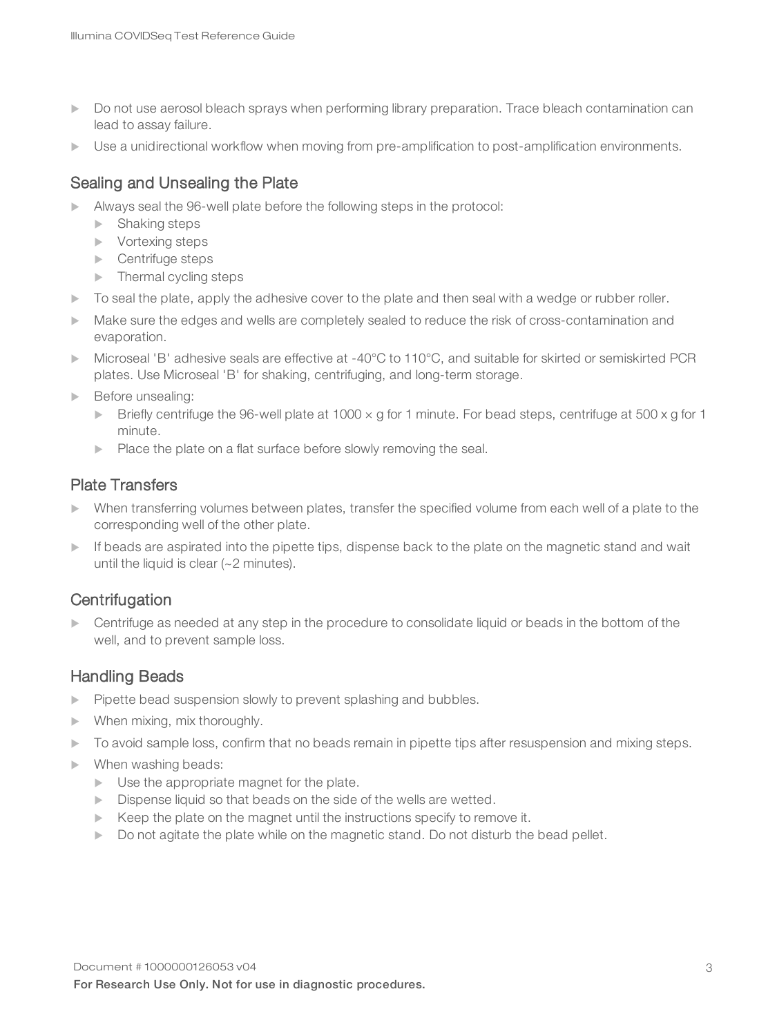- Do not use aerosol bleach sprays when performing library preparation. Trace bleach contamination can lead to assay failure.
- Use a unidirectional workflow when moving from pre-amplification to post-amplification environments.

## Sealing and Unsealing the Plate

- Always seal the 96-well plate before the following steps in the protocol:
  - Shaking steps
  - Vortexing steps
  - Centrifuge steps
  - Thermal cycling steps
- To seal the plate, apply the adhesive cover to the plate and then seal with a wedge or rubber roller.
- Make sure the edges and wells are completely sealed to reduce the risk of cross-contamination and evaporation.
- Microseal 'B' adhesive seals are effective at -40°C to 110°C, and suitable for skirted or semiskirted PCR plates. Use Microseal 'B' for shaking, centrifuging, and long-term storage.
- Before unsealing:
  - Briefly centrifuge the 96-well plate at 1000 × g for 1 minute. For bead steps, centrifuge at 500 x g for 1 minute.
  - Place the plate on a flat surface before slowly removing the seal.

## Plate Transfers

- When transferring volumes between plates, transfer the specified volume from each well of a plate to the corresponding well of the other plate.
- If beads are aspirated into the pipette tips, dispense back to the plate on the magnetic stand and wait until the liquid is clear (~2 minutes).

## Centrifugation

- Centrifuge as needed at any step in the procedure to consolidate liquid or beads in the bottom of the well, and to prevent sample loss.

## Handling Beads

- Pipette bead suspension slowly to prevent splashing and bubbles.
- When mixing, mix thoroughly.
- To avoid sample loss, confirm that no beads remain in pipette tips after resuspension and mixing steps.
- When washing beads:
  - Use the appropriate magnet for the plate.
  - Dispense liquid so that beads on the side of the wells are wetted.
  - Keep the plate on the magnet until the instructions specify to remove it.
  - Do not agitate the plate while on the magnetic stand. Do not disturb the bead pellet.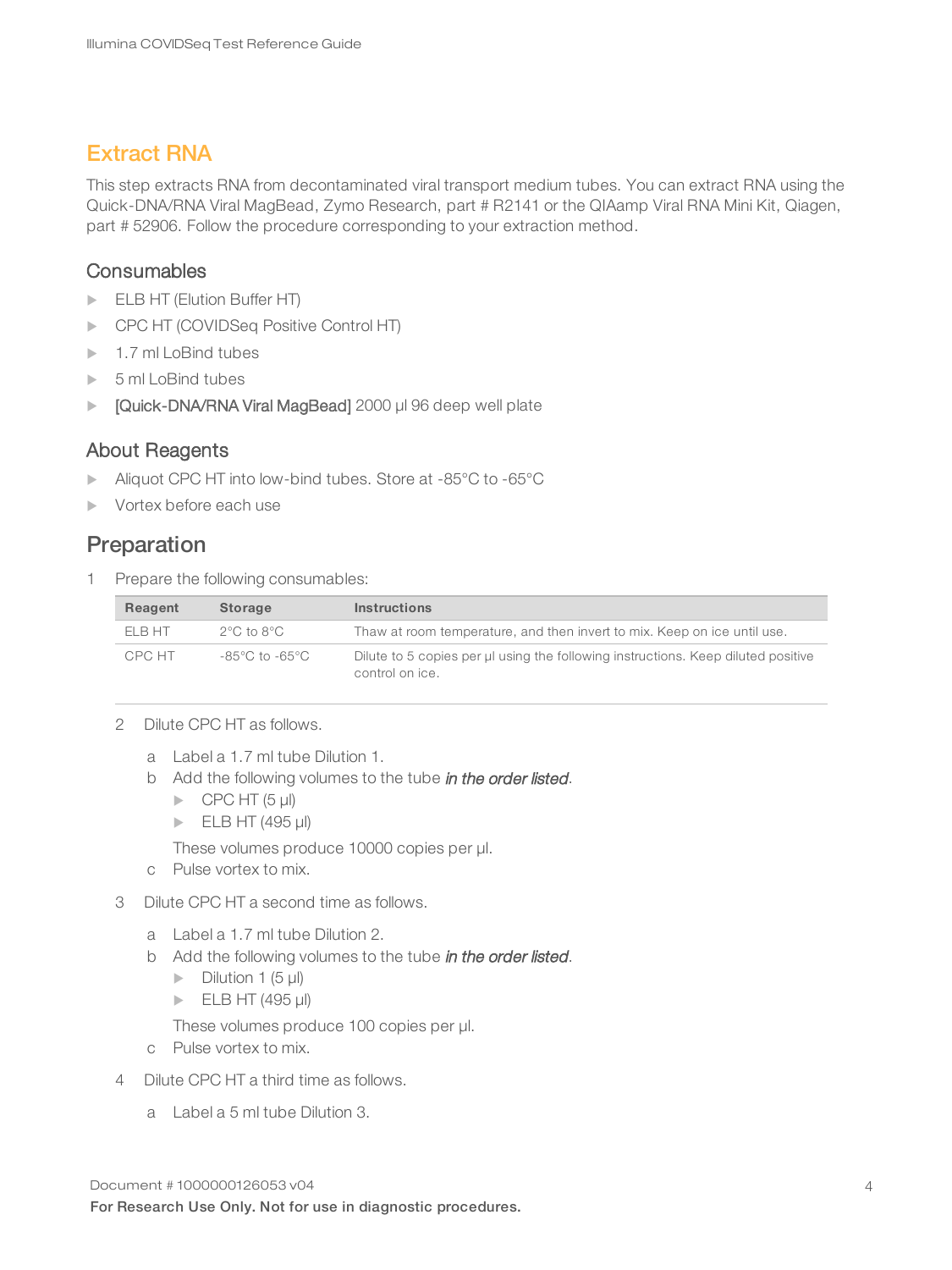## Extract RNA

This step extracts RNA from decontaminated viral transport medium tubes. You can extract RNA using the Quick-DNA/RNA Viral MagBead, Zymo Research, part # R2141 or the QIAamp Viral RNA Mini Kit, Qiagen, part # 52906. Follow the procedure corresponding to your extraction method.

### Consumables

- ELB HT (Elution Buffer HT)
- CPC HT (COVIDSeq Positive Control HT)
- 1.7 ml LoBind tubes
- 5 ml LoBind tubes
- [Quick-DNA/RNA Viral MagBead] 2000 µl 96 deep well plate

### About Reagents

- Aliquot CPC HT into low-bind tubes. Store at -85°C to -65°C
- Vortex before each use

## Preparation

1 Prepare the following consumables:

| Reagent | Storage | Instructions |
|---|---|---|
| ELB HT | 2°C to 8°C | Thaw at room temperature, and then invert to mix. Keep on ice until use. |
| CPC HT | -85°C to -65°C | Dilute to 5 copies per µl using the following instructions. Keep diluted positive control on ice. |

2 Dilute CPC HT as follows.

   a Label a 1.7 ml tube Dilution 1.
   b Add the following volumes to the tube *in the order listed*.
   - CPC HT (5 µl)
   - ELB HT (495 µl)

   These volumes produce 10000 copies per µl.
   c Pulse vortex to mix.

3 Dilute CPC HT a second time as follows.

   a Label a 1.7 ml tube Dilution 2.
   b Add the following volumes to the tube *in the order listed*.
   - Dilution 1 (5 µl)
   - ELB HT (495 µl)

   These volumes produce 100 copies per µl.
   c Pulse vortex to mix.

4 Dilute CPC HT a third time as follows.

   a Label a 5 ml tube Dilution 3.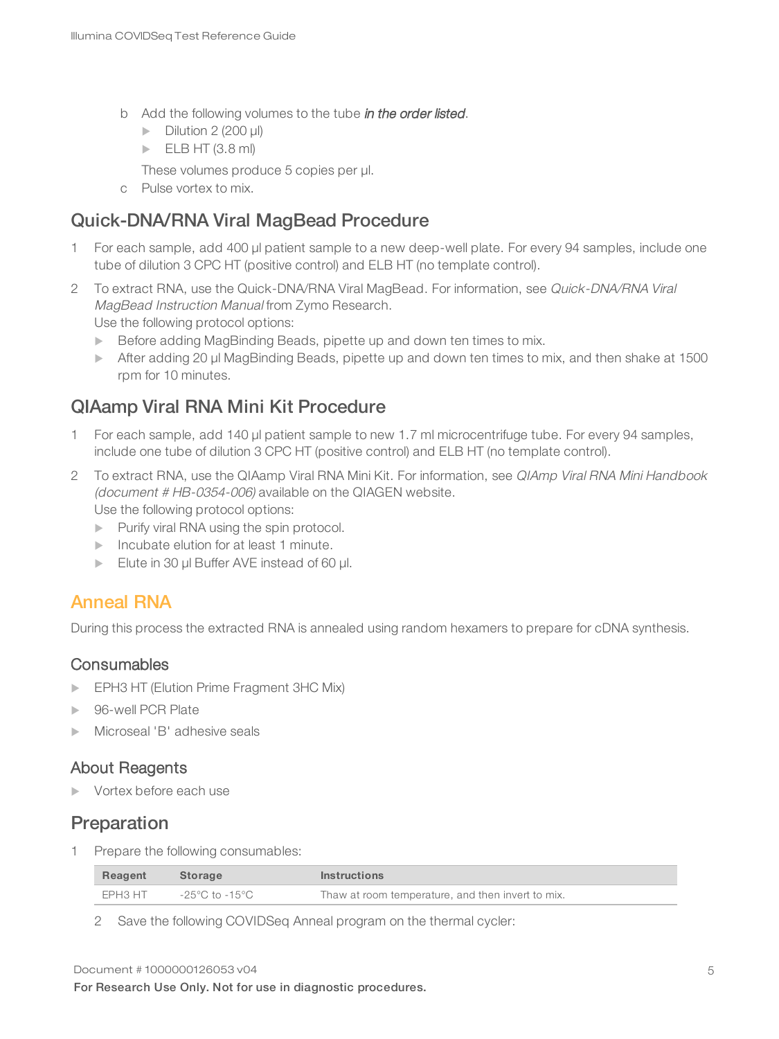b Add the following volumes to the tube *in the order listed*.
   - Dilution 2 (200 µl)
   - ELB HT (3.8 ml)

   These volumes produce 5 copies per µl.

c Pulse vortex to mix.

### Quick-DNA/RNA Viral MagBead Procedure

1. For each sample, add 400 µl patient sample to a new deep-well plate. For every 94 samples, include one tube of dilution 3 CPC HT (positive control) and ELB HT (no template control).
2. To extract RNA, use the Quick-DNA/RNA Viral MagBead. For information, see *Quick-DNA/RNA Viral MagBead Instruction Manual* from Zymo Research.
   Use the following protocol options:
   - Before adding MagBinding Beads, pipette up and down ten times to mix.
   - After adding 20 µl MagBinding Beads, pipette up and down ten times to mix, and then shake at 1500 rpm for 10 minutes.

### QIAamp Viral RNA Mini Kit Procedure

1. For each sample, add 140 µl patient sample to new 1.7 ml microcentrifuge tube. For every 94 samples, include one tube of dilution 3 CPC HT (positive control) and ELB HT (no template control).
2. To extract RNA, use the QIAamp Viral RNA Mini Kit. For information, see *QIAmp Viral RNA Mini Handbook (document # HB-0354-006)* available on the QIAGEN website.
   Use the following protocol options:
   - Purify viral RNA using the spin protocol.
   - Incubate elution for at least 1 minute.
   - Elute in 30 µl Buffer AVE instead of 60 µl.

## Anneal RNA

During this process the extracted RNA is annealed using random hexamers to prepare for cDNA synthesis.

### Consumables

- EPH3 HT (Elution Prime Fragment 3HC Mix)
- 96-well PCR Plate
- Microseal 'B' adhesive seals

### About Reagents

- Vortex before each use

### Preparation

1. Prepare the following consumables:

| Reagent | Storage | Instructions |
| --- | --- | --- |
| EPH3 HT | -25°C to -15°C | Thaw at room temperature, and then invert to mix. |

2. Save the following COVIDSeq Anneal program on the thermal cycler: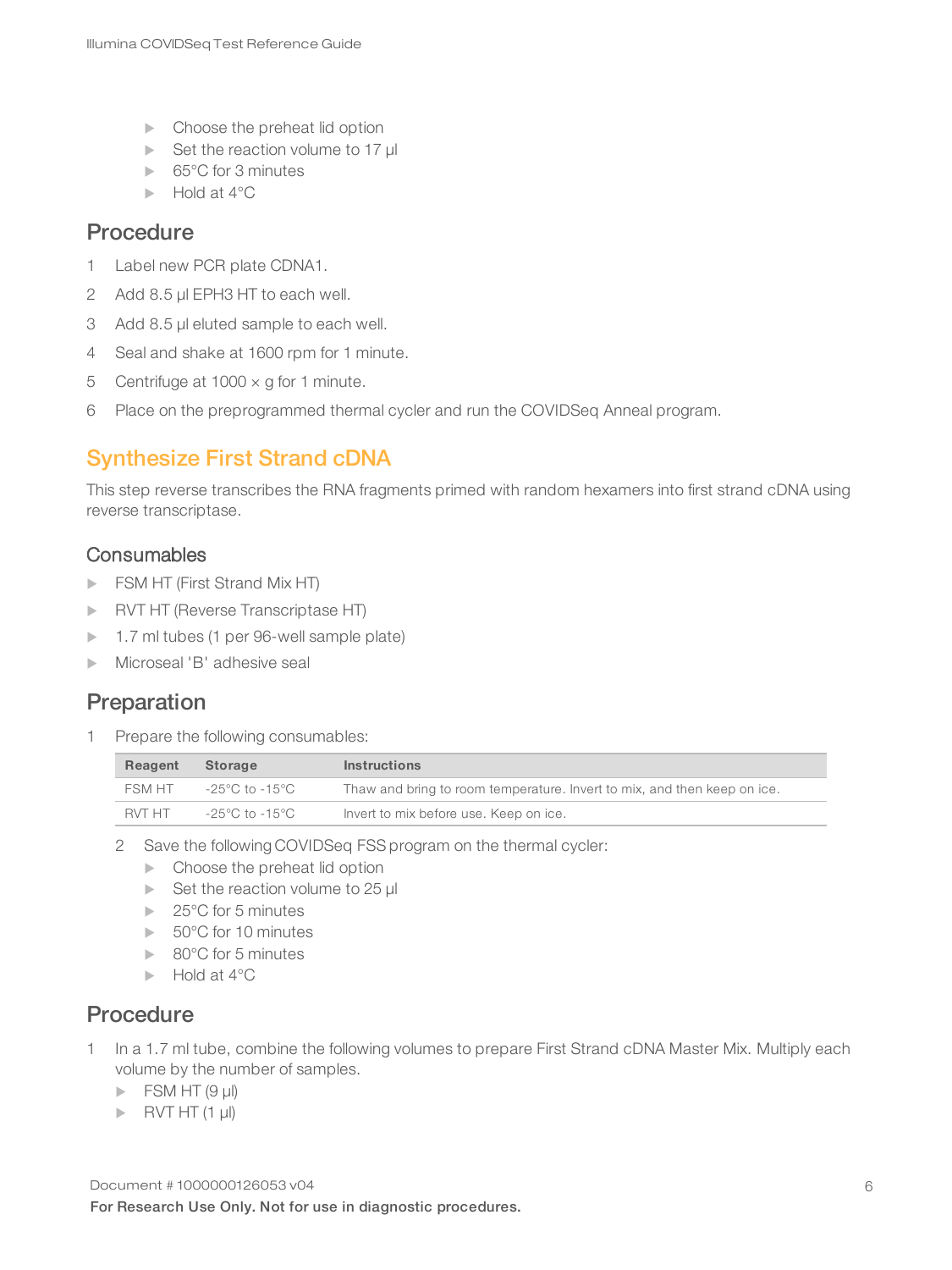- Choose the preheat lid option
- Set the reaction volume to 17 µl
- 65°C for 3 minutes
- Hold at 4°C

## Procedure

1. Label new PCR plate CDNA1.
2. Add 8.5 µl EPH3 HT to each well.
3. Add 8.5 µl eluted sample to each well.
4. Seal and shake at 1600 rpm for 1 minute.
5. Centrifuge at 1000 × g for 1 minute.
6. Place on the preprogrammed thermal cycler and run the COVIDSeq Anneal program.

# Synthesize First Strand cDNA

This step reverse transcribes the RNA fragments primed with random hexamers into first strand cDNA using reverse transcriptase.

## Consumables

- FSM HT (First Strand Mix HT)
- RVT HT (Reverse Transcriptase HT)
- 1.7 ml tubes (1 per 96-well sample plate)
- Microseal 'B' adhesive seal

## Preparation

1. Prepare the following consumables:

| Reagent | Storage | Instructions |
|---|---|---|
| FSM HT | -25°C to -15°C | Thaw and bring to room temperature. Invert to mix, and then keep on ice. |
| RVT HT | -25°C to -15°C | Invert to mix before use. Keep on ice. |

2. Save the following COVIDSeq FSS program on the thermal cycler:
   - Choose the preheat lid option
   - Set the reaction volume to 25 µl
   - 25°C for 5 minutes
   - 50°C for 10 minutes
   - 80°C for 5 minutes
   - Hold at 4°C

## Procedure

1. In a 1.7 ml tube, combine the following volumes to prepare First Strand cDNA Master Mix. Multiply each volume by the number of samples.
   - FSM HT (9 µl)
   - RVT HT (1 µl)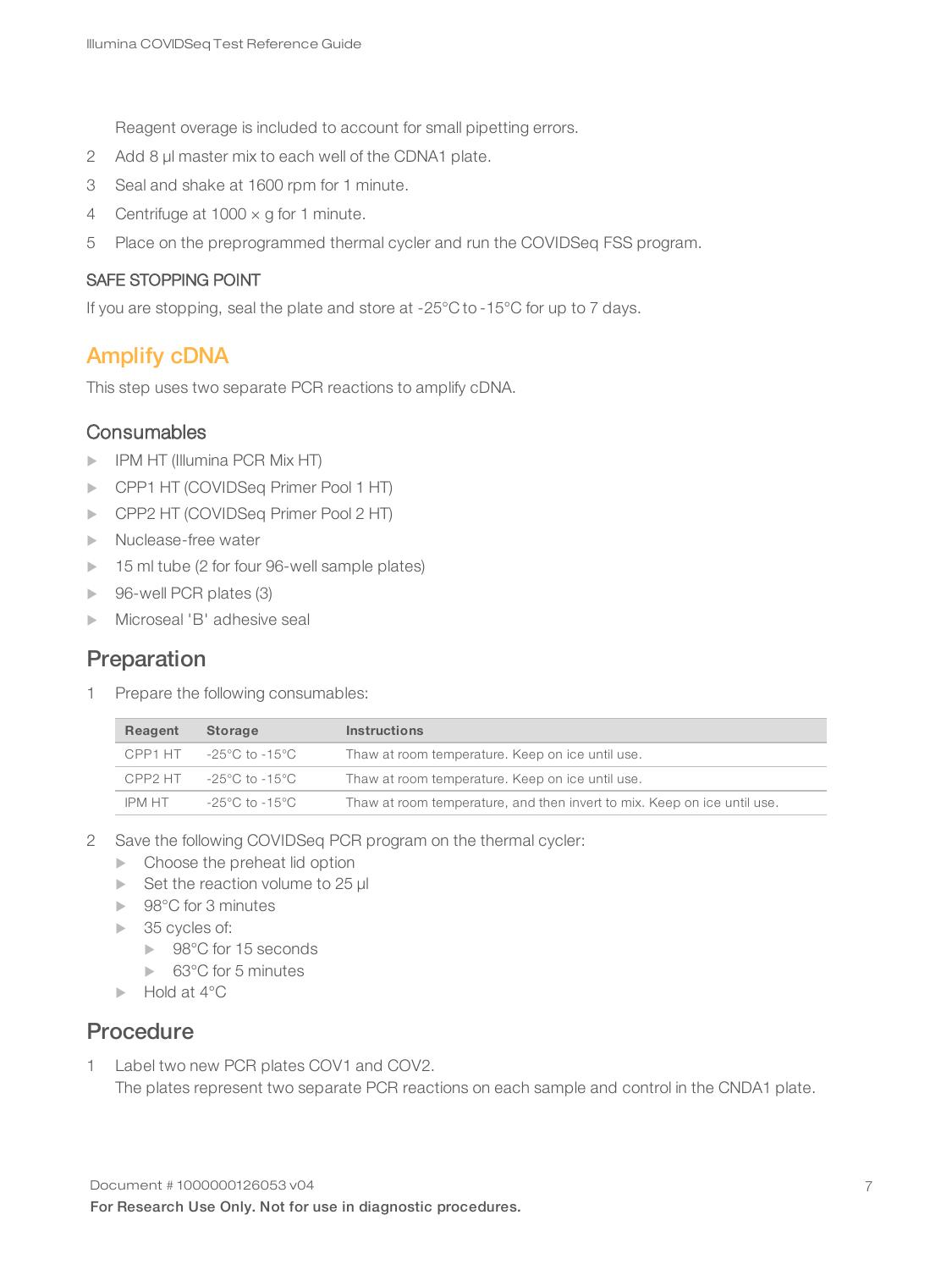Reagent overage is included to account for small pipetting errors.

2 Add 8 µl master mix to each well of the CDNA1 plate.
3 Seal and shake at 1600 rpm for 1 minute.
4 Centrifuge at 1000 × g for 1 minute.
5 Place on the preprogrammed thermal cycler and run the COVIDSeq FSS program.

### SAFE STOPPING POINT

If you are stopping, seal the plate and store at -25°C to -15°C for up to 7 days.

## Amplify cDNA

This step uses two separate PCR reactions to amplify cDNA.

### Consumables

- IPM HT (Illumina PCR Mix HT)
- CPP1 HT (COVIDSeq Primer Pool 1 HT)
- CPP2 HT (COVIDSeq Primer Pool 2 HT)
- Nuclease-free water
- 15 ml tube (2 for four 96-well sample plates)
- 96-well PCR plates (3)
- Microseal 'B' adhesive seal

### Preparation

1 Prepare the following consumables:

| Reagent | Storage | Instructions |
|---|---|---|
| CPP1 HT | -25°C to -15°C | Thaw at room temperature. Keep on ice until use. |
| CPP2 HT | -25°C to -15°C | Thaw at room temperature. Keep on ice until use. |
| IPM HT | -25°C to -15°C | Thaw at room temperature, and then invert to mix. Keep on ice until use. |

2 Save the following COVIDSeq PCR program on the thermal cycler:
- Choose the preheat lid option
- Set the reaction volume to 25 µl
- 98°C for 3 minutes
- 35 cycles of:
  - 98°C for 15 seconds
  - 63°C for 5 minutes
- Hold at 4°C

### Procedure

1 Label two new PCR plates COV1 and COV2.
The plates represent two separate PCR reactions on each sample and control in the CNDA1 plate.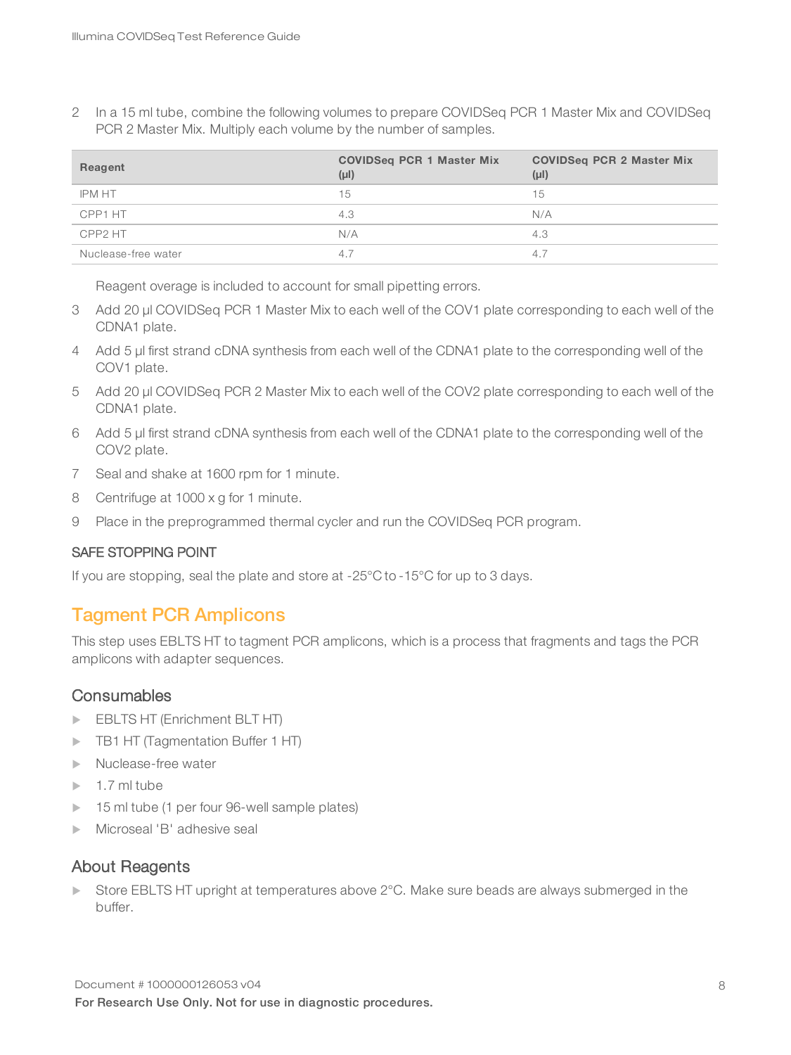2 In a 15 ml tube, combine the following volumes to prepare COVIDSeq PCR 1 Master Mix and COVIDSeq PCR 2 Master Mix. Multiply each volume by the number of samples.

| Reagent | COVIDSeq PCR 1 Master Mix (µl) | COVIDSeq PCR 2 Master Mix (µl) |
|---|---|---|
| IPM HT | 15 | 15 |
| CPP1 HT | 4.3 | N/A |
| CPP2 HT | N/A | 4.3 |
| Nuclease-free water | 4.7 | 4.7 |

Reagent overage is included to account for small pipetting errors.

3 Add 20 µl COVIDSeq PCR 1 Master Mix to each well of the COV1 plate corresponding to each well of the CDNA1 plate.

4 Add 5 µl first strand cDNA synthesis from each well of the CDNA1 plate to the corresponding well of the COV1 plate.

5 Add 20 µl COVIDSeq PCR 2 Master Mix to each well of the COV2 plate corresponding to each well of the CDNA1 plate.

6 Add 5 µl first strand cDNA synthesis from each well of the CDNA1 plate to the corresponding well of the COV2 plate.

7 Seal and shake at 1600 rpm for 1 minute.

8 Centrifuge at 1000 x g for 1 minute.

9 Place in the preprogrammed thermal cycler and run the COVIDSeq PCR program.

#### SAFE STOPPING POINT

If you are stopping, seal the plate and store at -25°C to -15°C for up to 3 days.

## Tagment PCR Amplicons

This step uses EBLTS HT to tagment PCR amplicons, which is a process that fragments and tags the PCR amplicons with adapter sequences.

### Consumables

- EBLTS HT (Enrichment BLT HT)
- TB1 HT (Tagmentation Buffer 1 HT)
- Nuclease-free water
- 1.7 ml tube
- 15 ml tube (1 per four 96-well sample plates)
- Microseal 'B' adhesive seal

### About Reagents

- Store EBLTS HT upright at temperatures above 2°C. Make sure beads are always submerged in the buffer.

Document # 1000000126053 v04

**For Research Use Only. Not for use in diagnostic procedures.**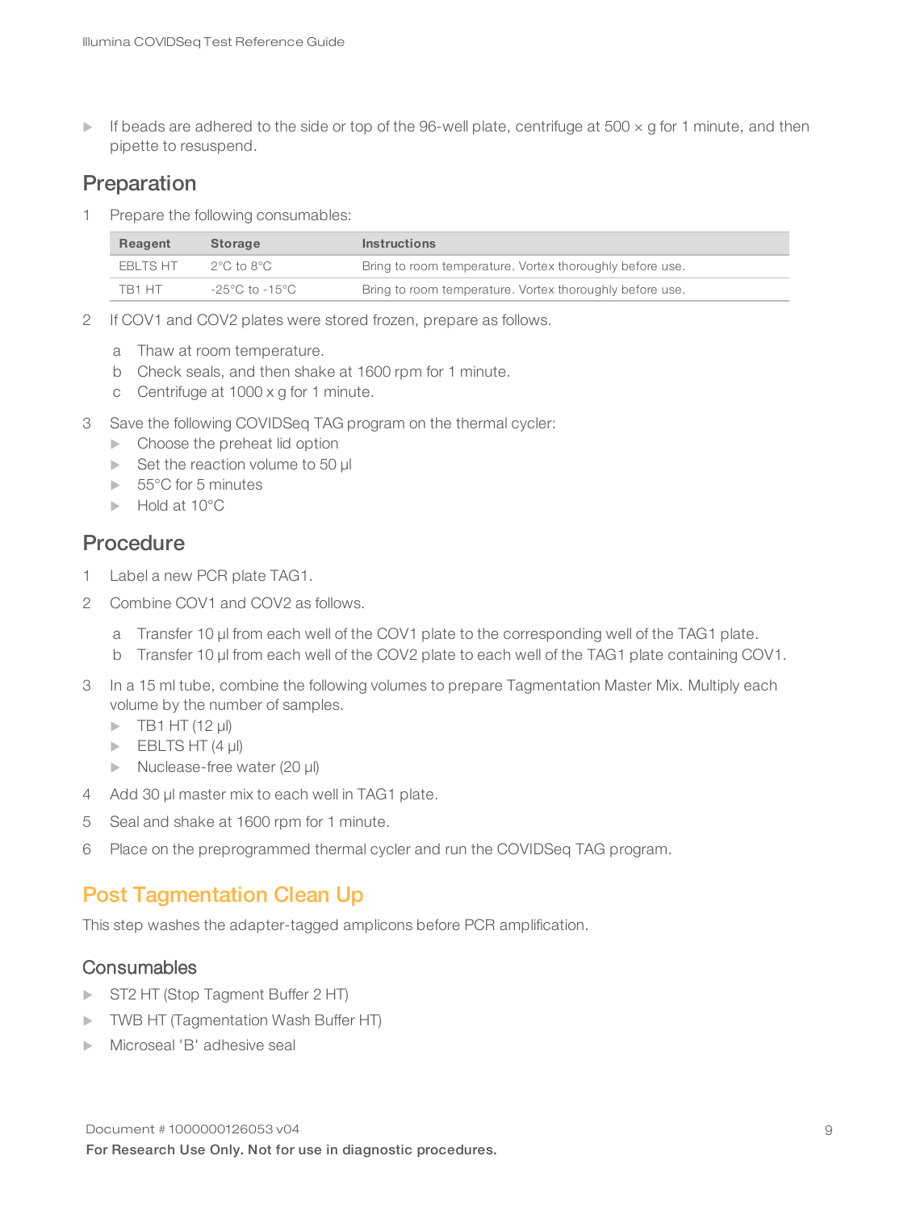- If beads are adhered to the side or top of the 96-well plate, centrifuge at 500 × g for 1 minute, and then pipette to resuspend.

## Preparation

1 Prepare the following consumables:

| Reagent | Storage | Instructions |
|---|---|---|
| EBLTS HT | 2°C to 8°C | Bring to room temperature. Vortex thoroughly before use. |
| TB1 HT | -25°C to -15°C | Bring to room temperature. Vortex thoroughly before use. |

2 If COV1 and COV2 plates were stored frozen, prepare as follows.

   a Thaw at room temperature.
   b Check seals, and then shake at 1600 rpm for 1 minute.
   c Centrifuge at 1000 x g for 1 minute.

3 Save the following COVIDSeq TAG program on the thermal cycler:
   - Choose the preheat lid option
   - Set the reaction volume to 50 µl
   - 55°C for 5 minutes
   - Hold at 10°C

## Procedure

1 Label a new PCR plate TAG1.

2 Combine COV1 and COV2 as follows.

   a Transfer 10 µl from each well of the COV1 plate to the corresponding well of the TAG1 plate.
   b Transfer 10 µl from each well of the COV2 plate to each well of the TAG1 plate containing COV1.

3 In a 15 ml tube, combine the following volumes to prepare Tagmentation Master Mix. Multiply each volume by the number of samples.
   - TB1 HT (12 µl)
   - EBLTS HT (4 µl)
   - Nuclease-free water (20 µl)

4 Add 30 µl master mix to each well in TAG1 plate.

5 Seal and shake at 1600 rpm for 1 minute.

6 Place on the preprogrammed thermal cycler and run the COVIDSeq TAG program.

# Post Tagmentation Clean Up

This step washes the adapter-tagged amplicons before PCR amplification.

## Consumables

- ST2 HT (Stop Tagment Buffer 2 HT)
- TWB HT (Tagmentation Wash Buffer HT)
- Microseal 'B' adhesive seal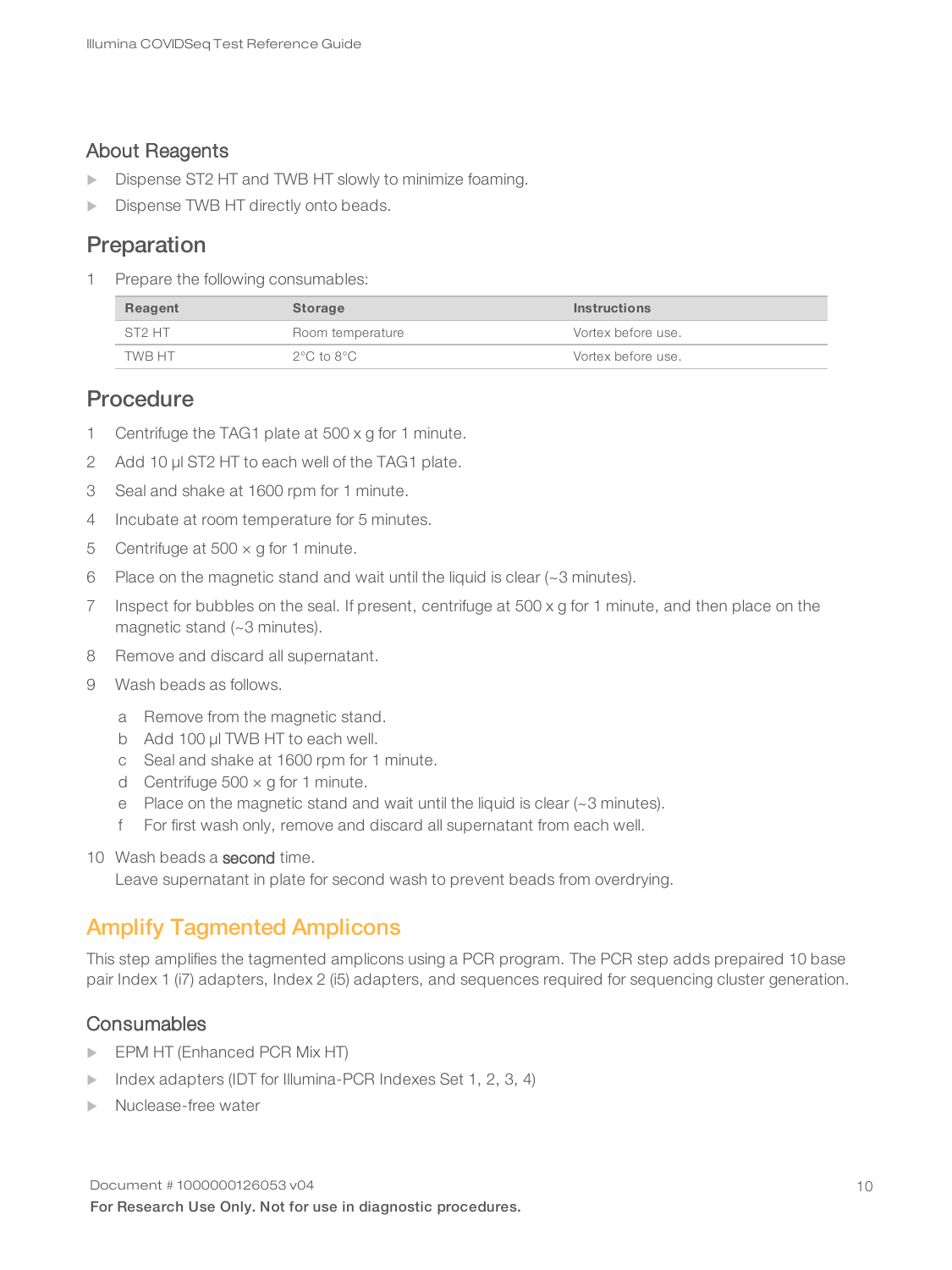## About Reagents

- Dispense ST2 HT and TWB HT slowly to minimize foaming.
- Dispense TWB HT directly onto beads.

## Preparation

1 Prepare the following consumables:

| Reagent | Storage | Instructions |
|---|---|---|
| ST2 HT | Room temperature | Vortex before use. |
| TWB HT | 2°C to 8°C | Vortex before use. |

## Procedure

1 Centrifuge the TAG1 plate at 500 x g for 1 minute.

2 Add 10 µl ST2 HT to each well of the TAG1 plate.

3 Seal and shake at 1600 rpm for 1 minute.

4 Incubate at room temperature for 5 minutes.

5 Centrifuge at 500 × g for 1 minute.

6 Place on the magnetic stand and wait until the liquid is clear (~3 minutes).

7 Inspect for bubbles on the seal. If present, centrifuge at 500 x g for 1 minute, and then place on the magnetic stand (~3 minutes).

8 Remove and discard all supernatant.

9 Wash beads as follows.

   a Remove from the magnetic stand.
   b Add 100 µl TWB HT to each well.
   c Seal and shake at 1600 rpm for 1 minute.
   d Centrifuge 500 × g for 1 minute.
   e Place on the magnetic stand and wait until the liquid is clear (~3 minutes).
   f For first wash only, remove and discard all supernatant from each well.

10 Wash beads a **second** time.
   Leave supernatant in plate for second wash to prevent beads from overdrying.

# Amplify Tagmented Amplicons

This step amplifies the tagmented amplicons using a PCR program. The PCR step adds prepaired 10 base pair Index 1 (i7) adapters, Index 2 (i5) adapters, and sequences required for sequencing cluster generation.

## Consumables

- EPM HT (Enhanced PCR Mix HT)
- Index adapters (IDT for Illumina-PCR Indexes Set 1, 2, 3, 4)
- Nuclease-free water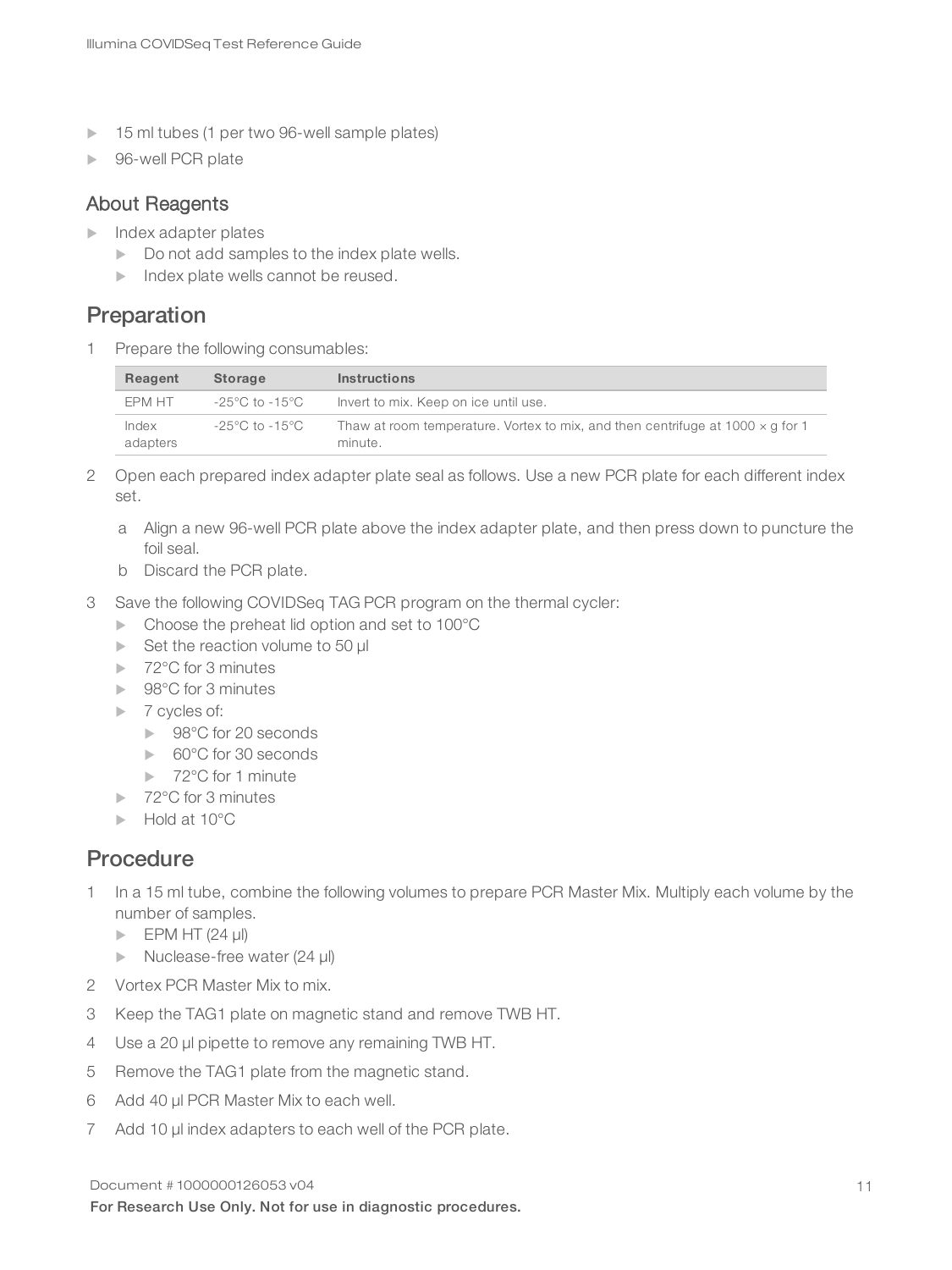- 15 ml tubes (1 per two 96-well sample plates)
- 96-well PCR plate

## About Reagents

- Index adapter plates
  - Do not add samples to the index plate wells.
  - Index plate wells cannot be reused.

## Preparation

1. Prepare the following consumables:

| Reagent | Storage | Instructions |
| --- | --- | --- |
| EPM HT | -25°C to -15°C | Invert to mix. Keep on ice until use. |
| Index adapters | -25°C to -15°C | Thaw at room temperature. Vortex to mix, and then centrifuge at 1000 × g for 1 minute. |

2. Open each prepared index adapter plate seal as follows. Use a new PCR plate for each different index set.
   a. Align a new 96-well PCR plate above the index adapter plate, and then press down to puncture the foil seal.
   b. Discard the PCR plate.
3. Save the following COVIDSeq TAG PCR program on the thermal cycler:
   - Choose the preheat lid option and set to 100°C
   - Set the reaction volume to 50 µl
   - 72°C for 3 minutes
   - 98°C for 3 minutes
   - 7 cycles of:
     - 98°C for 20 seconds
     - 60°C for 30 seconds
     - 72°C for 1 minute
   - 72°C for 3 minutes
   - Hold at 10°C

## Procedure

1. In a 15 ml tube, combine the following volumes to prepare PCR Master Mix. Multiply each volume by the number of samples.
   - EPM HT (24 µl)
   - Nuclease-free water (24 µl)
2. Vortex PCR Master Mix to mix.
3. Keep the TAG1 plate on magnetic stand and remove TWB HT.
4. Use a 20 µl pipette to remove any remaining TWB HT.
5. Remove the TAG1 plate from the magnetic stand.
6. Add 40 µl PCR Master Mix to each well.
7. Add 10 µl index adapters to each well of the PCR plate.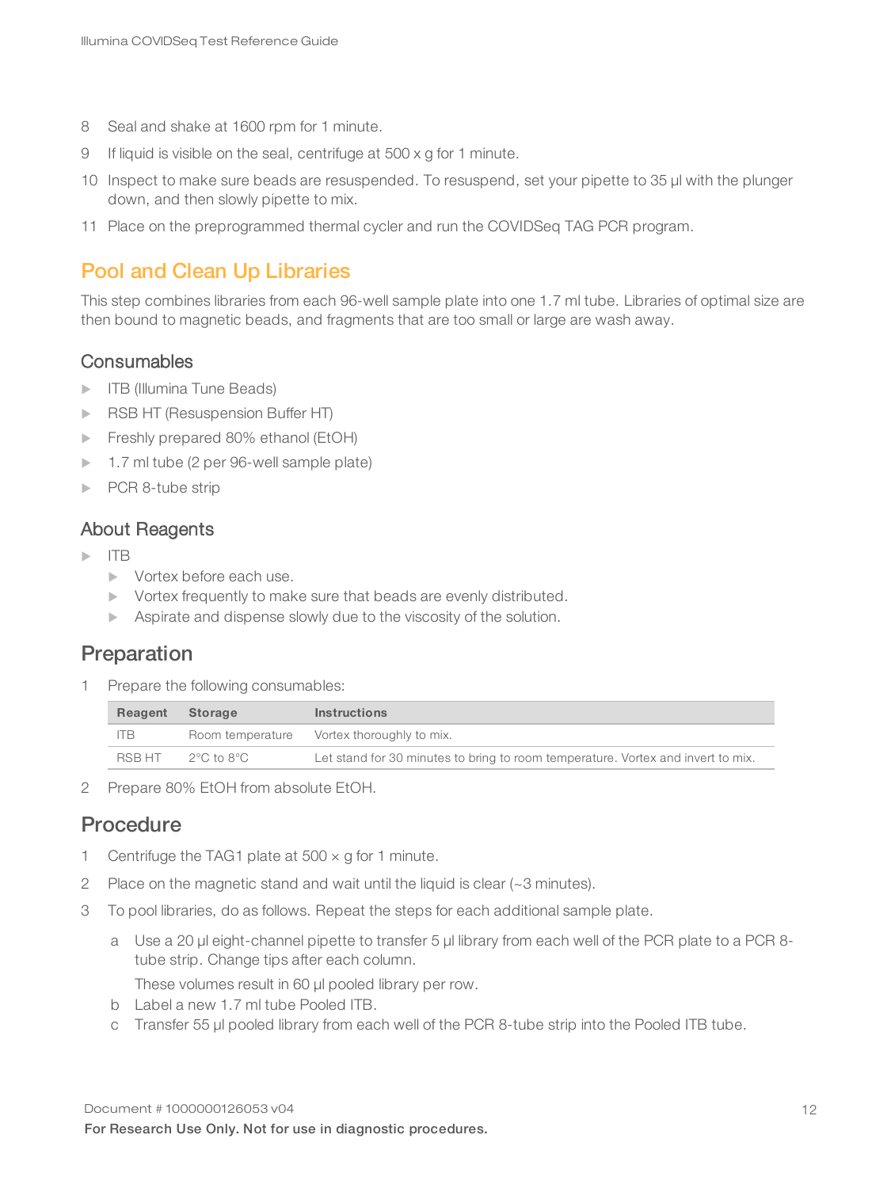8 Seal and shake at 1600 rpm for 1 minute.
9 If liquid is visible on the seal, centrifuge at 500 x g for 1 minute.
10 Inspect to make sure beads are resuspended. To resuspend, set your pipette to 35 µl with the plunger down, and then slowly pipette to mix.
11 Place on the preprogrammed thermal cycler and run the COVIDSeq TAG PCR program.

## Pool and Clean Up Libraries

This step combines libraries from each 96-well sample plate into one 1.7 ml tube. Libraries of optimal size are then bound to magnetic beads, and fragments that are too small or large are wash away.

### Consumables

- ITB (Illumina Tune Beads)
- RSB HT (Resuspension Buffer HT)
- Freshly prepared 80% ethanol (EtOH)
- 1.7 ml tube (2 per 96-well sample plate)
- PCR 8-tube strip

### About Reagents

- ITB
  - Vortex before each use.
  - Vortex frequently to make sure that beads are evenly distributed.
  - Aspirate and dispense slowly due to the viscosity of the solution.

## Preparation

1 Prepare the following consumables:

| Reagent | Storage | Instructions |
| --- | --- | --- |
| ITB | Room temperature | Vortex thoroughly to mix. |
| RSB HT | 2°C to 8°C | Let stand for 30 minutes to bring to room temperature. Vortex and invert to mix. |

2 Prepare 80% EtOH from absolute EtOH.

## Procedure

1 Centrifuge the TAG1 plate at 500 × g for 1 minute.
2 Place on the magnetic stand and wait until the liquid is clear (~3 minutes).
3 To pool libraries, do as follows. Repeat the steps for each additional sample plate.
   a Use a 20 µl eight-channel pipette to transfer 5 µl library from each well of the PCR plate to a PCR 8-tube strip. Change tips after each column.
   These volumes result in 60 µl pooled library per row.
   b Label a new 1.7 ml tube Pooled ITB.
   c Transfer 55 µl pooled library from each well of the PCR 8-tube strip into the Pooled ITB tube.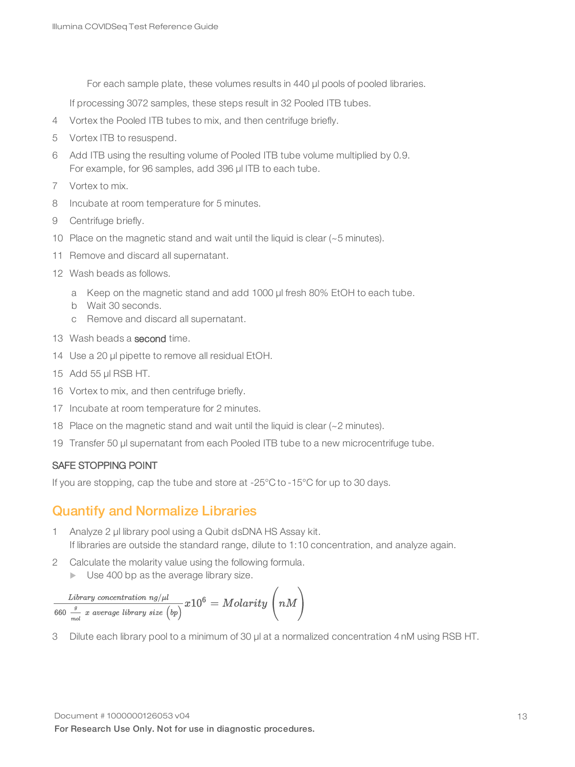For each sample plate, these volumes results in 440 µl pools of pooled libraries.

If processing 3072 samples, these steps result in 32 Pooled ITB tubes.

4 Vortex the Pooled ITB tubes to mix, and then centrifuge briefly.
5 Vortex ITB to resuspend.
6 Add ITB using the resulting volume of Pooled ITB tube volume multiplied by 0.9.
   For example, for 96 samples, add 396 µl ITB to each tube.
7 Vortex to mix.
8 Incubate at room temperature for 5 minutes.
9 Centrifuge briefly.
10 Place on the magnetic stand and wait until the liquid is clear (~5 minutes).
11 Remove and discard all supernatant.
12 Wash beads as follows.
   a Keep on the magnetic stand and add 1000 µl fresh 80% EtOH to each tube.
   b Wait 30 seconds.
   c Remove and discard all supernatant.
13 Wash beads a **second** time.
14 Use a 20 µl pipette to remove all residual EtOH.
15 Add 55 µl RSB HT.
16 Vortex to mix, and then centrifuge briefly.
17 Incubate at room temperature for 2 minutes.
18 Place on the magnetic stand and wait until the liquid is clear (~2 minutes).
19 Transfer 50 µl supernatant from each Pooled ITB tube to a new microcentrifuge tube.

SAFE STOPPING POINT

If you are stopping, cap the tube and store at -25°C to -15°C for up to 30 days.

## Quantify and Normalize Libraries

1 Analyze 2 µl library pool using a Qubit dsDNA HS Assay kit.
   If libraries are outside the standard range, dilute to 1:10 concentration, and analyze again.
2 Calculate the molarity value using the following formula.
   - Use 400 bp as the average library size.

$$\frac{Library\ concentration\ ng/\mu l}{660\ \frac{g}{mol}\ x\ average\ library\ size\ \left(bp\right)} x10^{6} = Molarity\left(nM\right)$$

3 Dilute each library pool to a minimum of 30 µl at a normalized concentration 4 nM using RSB HT.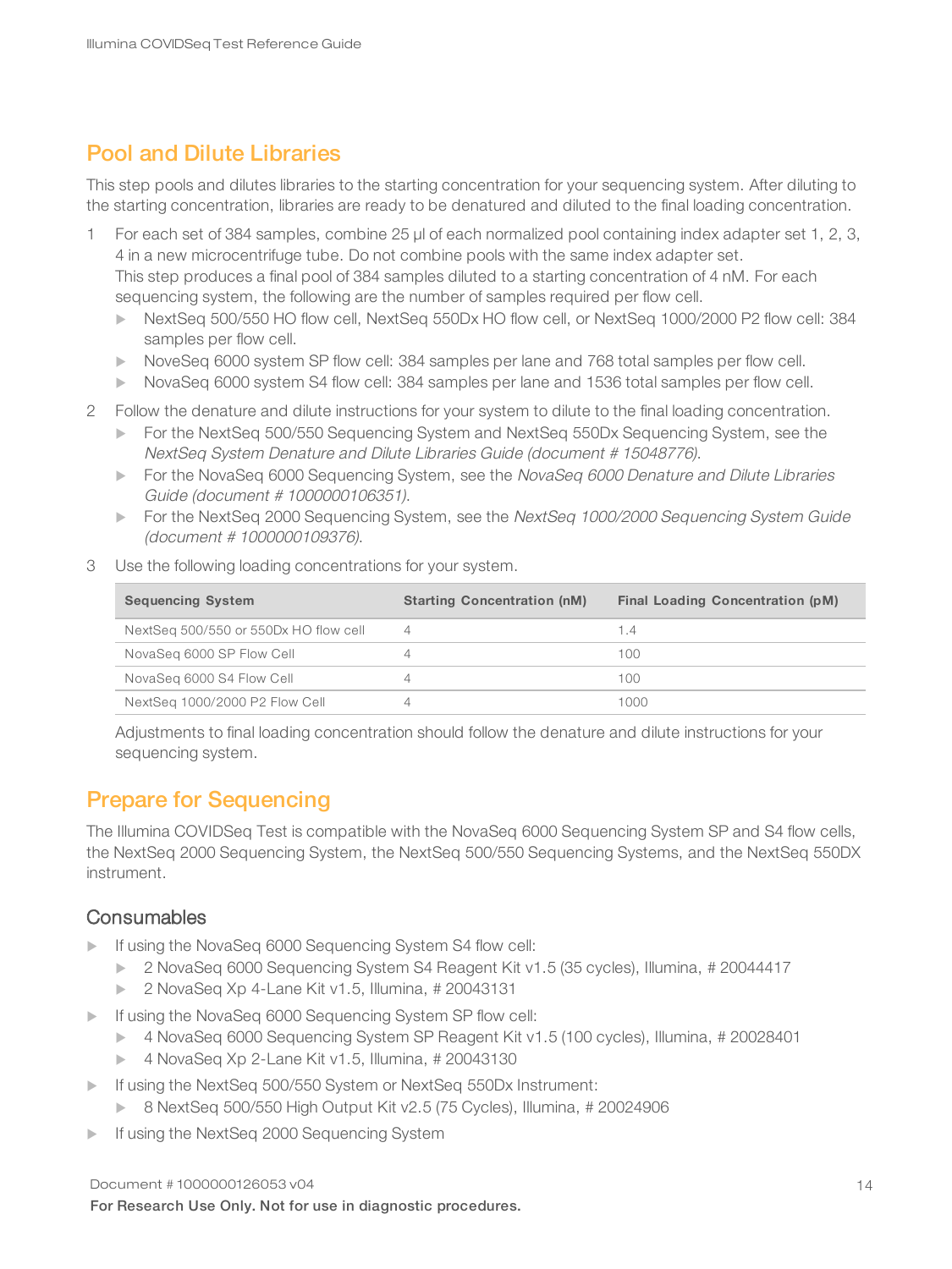## Pool and Dilute Libraries

This step pools and dilutes libraries to the starting concentration for your sequencing system. After diluting to the starting concentration, libraries are ready to be denatured and diluted to the final loading concentration.

1. For each set of 384 samples, combine 25 µl of each normalized pool containing index adapter set 1, 2, 3, 4 in a new microcentrifuge tube. Do not combine pools with the same index adapter set.
   This step produces a final pool of 384 samples diluted to a starting concentration of 4 nM. For each sequencing system, the following are the number of samples required per flow cell.
   - NextSeq 500/550 HO flow cell, NextSeq 550Dx HO flow cell, or NextSeq 1000/2000 P2 flow cell: 384 samples per flow cell.
   - NoveSeq 6000 system SP flow cell: 384 samples per lane and 768 total samples per flow cell.
   - NovaSeq 6000 system S4 flow cell: 384 samples per lane and 1536 total samples per flow cell.
2. Follow the denature and dilute instructions for your system to dilute to the final loading concentration.
   - For the NextSeq 500/550 Sequencing System and NextSeq 550Dx Sequencing System, see the *NextSeq System Denature and Dilute Libraries Guide (document # 15048776)*.
   - For the NovaSeq 6000 Sequencing System, see the *NovaSeq 6000 Denature and Dilute Libraries Guide (document # 1000000106351)*.
   - For the NextSeq 2000 Sequencing System, see the *NextSeq 1000/2000 Sequencing System Guide (document # 1000000109376)*.
3. Use the following loading concentrations for your system.

| Sequencing System | Starting Concentration (nM) | Final Loading Concentration (pM) |
|---|---|---|
| NextSeq 500/550 or 550Dx HO flow cell | 4 | 1.4 |
| NovaSeq 6000 SP Flow Cell | 4 | 100 |
| NovaSeq 6000 S4 Flow Cell | 4 | 100 |
| NextSeq 1000/2000 P2 Flow Cell | 4 | 1000 |

   Adjustments to final loading concentration should follow the denature and dilute instructions for your sequencing system.

## Prepare for Sequencing

The Illumina COVIDSeq Test is compatible with the NovaSeq 6000 Sequencing System SP and S4 flow cells, the NextSeq 2000 Sequencing System, the NextSeq 500/550 Sequencing Systems, and the NextSeq 550DX instrument.

### Consumables

- If using the NovaSeq 6000 Sequencing System S4 flow cell:
  - 2 NovaSeq 6000 Sequencing System S4 Reagent Kit v1.5 (35 cycles), Illumina, # 20044417
  - 2 NovaSeq Xp 4-Lane Kit v1.5, Illumina, # 20043131
- If using the NovaSeq 6000 Sequencing System SP flow cell:
  - 4 NovaSeq 6000 Sequencing System SP Reagent Kit v1.5 (100 cycles), Illumina, # 20028401
  - 4 NovaSeq Xp 2-Lane Kit v1.5, Illumina, # 20043130
- If using the NextSeq 500/550 System or NextSeq 550Dx Instrument:
  - 8 NextSeq 500/550 High Output Kit v2.5 (75 Cycles), Illumina, # 20024906
- If using the NextSeq 2000 Sequencing System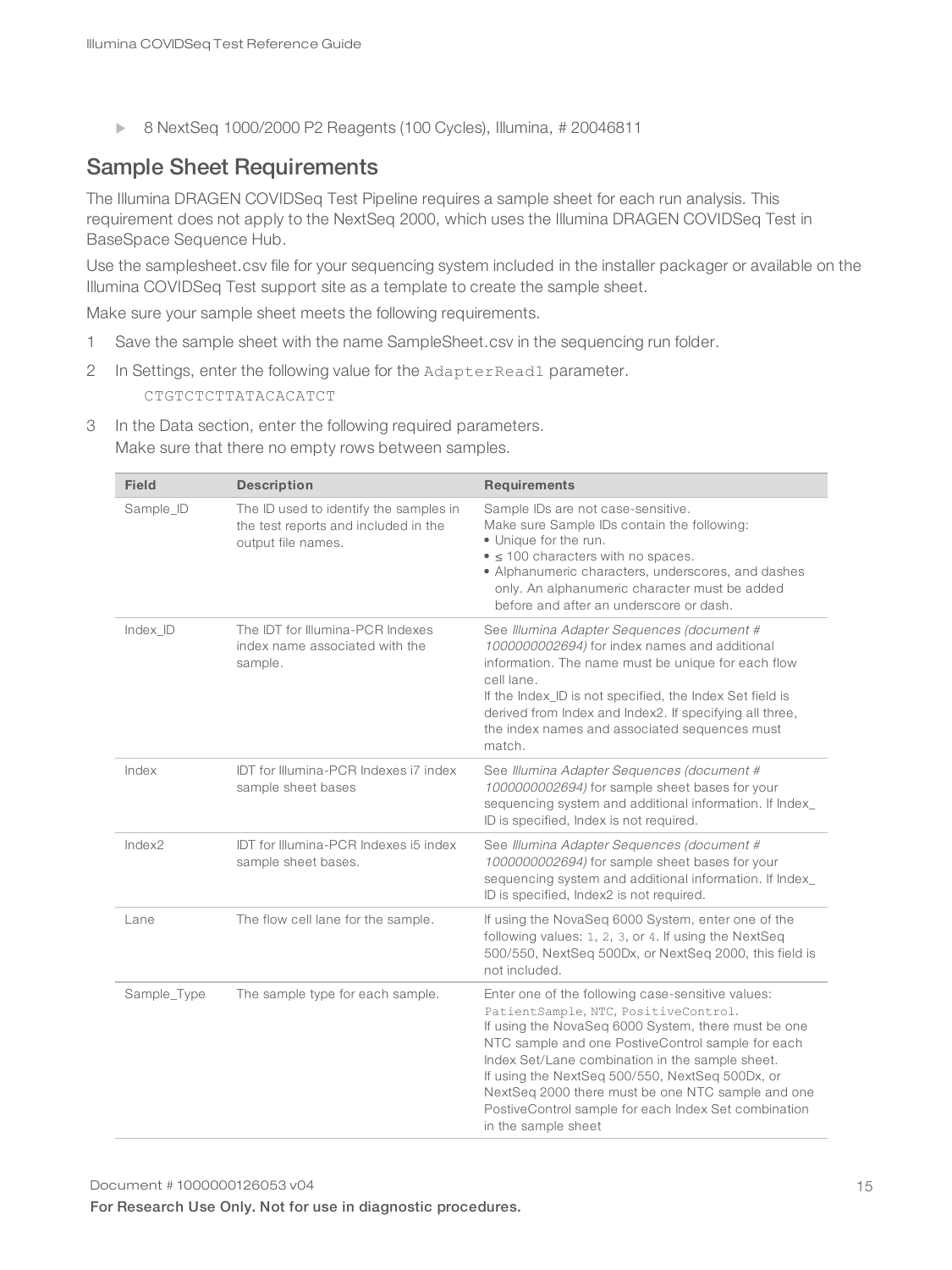- 8 NextSeq 1000/2000 P2 Reagents (100 Cycles), Illumina, # 20046811

## Sample Sheet Requirements

The Illumina DRAGEN COVIDSeq Test Pipeline requires a sample sheet for each run analysis. This requirement does not apply to the NextSeq 2000, which uses the Illumina DRAGEN COVIDSeq Test in BaseSpace Sequence Hub.

Use the samplesheet.csv file for your sequencing system included in the installer packager or available on the Illumina COVIDSeq Test support site as a template to create the sample sheet.

Make sure your sample sheet meets the following requirements.

1 Save the sample sheet with the name SampleSheet.csv in the sequencing run folder.

2 In Settings, enter the following value for the `AdapterRead1` parameter.

   `CTGTCTCTTATACACATCT`

3 In the Data section, enter the following required parameters.
   Make sure that there no empty rows between samples.

| Field | Description | Requirements |
|---|---|---|
| Sample_ID | The ID used to identify the samples in the test reports and included in the output file names. | Sample IDs are not case-sensitive.<br>Make sure Sample IDs contain the following:<br>• Unique for the run.<br>• ≤ 100 characters with no spaces.<br>• Alphanumeric characters, underscores, and dashes only. An alphanumeric character must be added before and after an underscore or dash. |
| Index_ID | The IDT for Illumina-PCR Indexes index name associated with the sample. | See *Illumina Adapter Sequences (document # 1000000002694)* for index names and additional information. The name must be unique for each flow cell lane.<br>If the Index_ID is not specified, the Index Set field is derived from Index and Index2. If specifying all three, the index names and associated sequences must match. |
| Index | IDT for Illumina-PCR Indexes i7 index sample sheet bases | See *Illumina Adapter Sequences (document # 1000000002694)* for sample sheet bases for your sequencing system and additional information. If Index_ID is specified, Index is not required. |
| Index2 | IDT for Illumina-PCR Indexes i5 index sample sheet bases. | See *Illumina Adapter Sequences (document # 1000000002694)* for sample sheet bases for your sequencing system and additional information. If Index_ID is specified, Index2 is not required. |
| Lane | The flow cell lane for the sample. | If using the NovaSeq 6000 System, enter one of the following values: `1`, `2`, `3`, or `4`. If using the NextSeq 500/550, NextSeq 500Dx, or NextSeq 2000, this field is not included. |
| Sample_Type | The sample type for each sample. | Enter one of the following case-sensitive values: `PatientSample`, `NTC`, `PositiveControl`.<br>If using the NovaSeq 6000 System, there must be one NTC sample and one PostiveControl sample for each Index Set/Lane combination in the sample sheet.<br>If using the NextSeq 500/550, NextSeq 500Dx, or NextSeq 2000 there must be one NTC sample and one PostiveControl sample for each Index Set combination in the sample sheet |

For Research Use Only. Not for use in diagnostic procedures.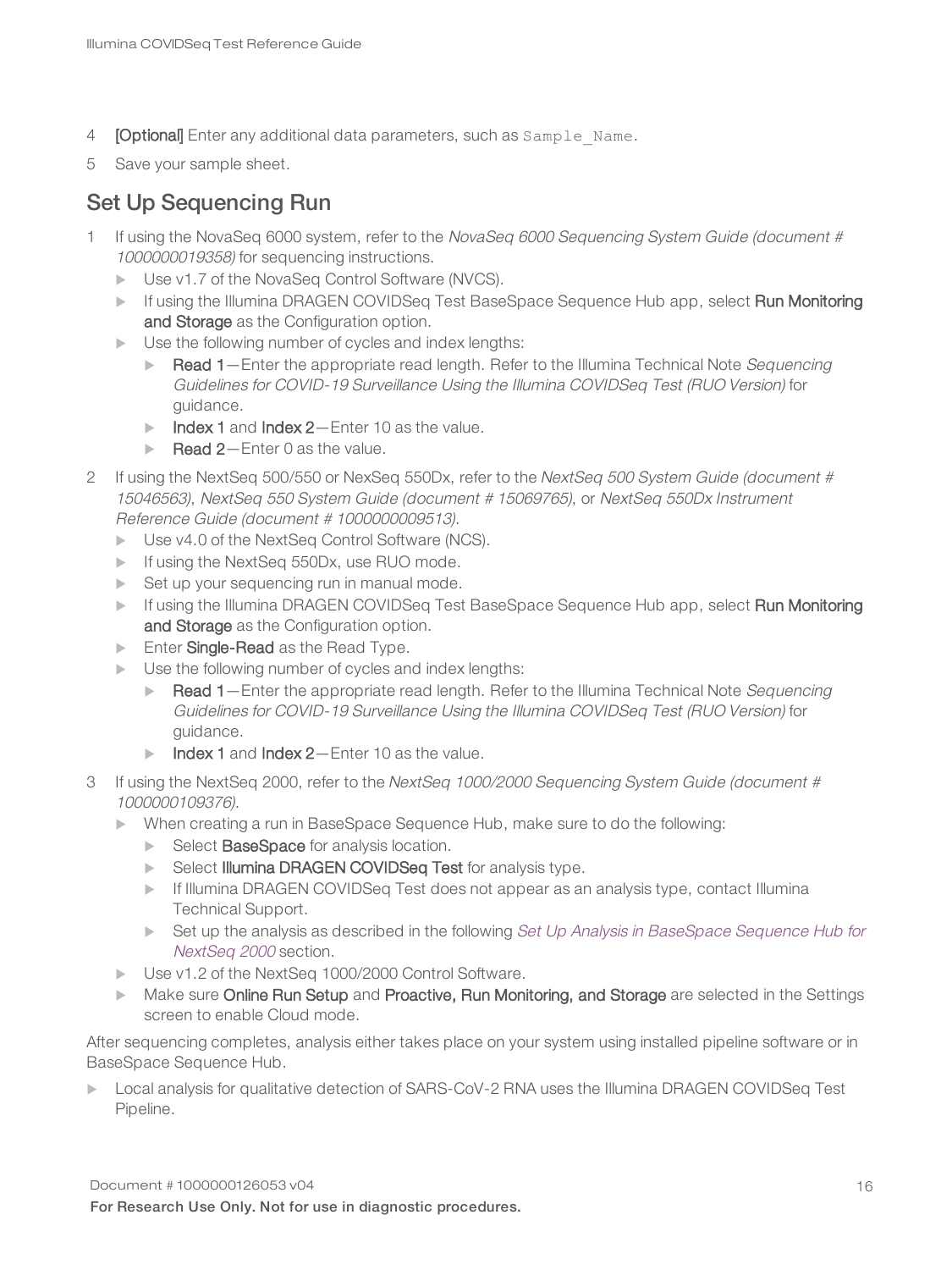4. **[Optional]** Enter any additional data parameters, such as `Sample_Name`.
5. Save your sample sheet.

## Set Up Sequencing Run

1. If using the NovaSeq 6000 system, refer to the *NovaSeq 6000 Sequencing System Guide (document # 1000000019358)* for sequencing instructions.
   - Use v1.7 of the NovaSeq Control Software (NVCS).
   - If using the Illumina DRAGEN COVIDSeq Test BaseSpace Sequence Hub app, select **Run Monitoring and Storage** as the Configuration option.
   - Use the following number of cycles and index lengths:
     - **Read 1**—Enter the appropriate read length. Refer to the Illumina Technical Note *Sequencing Guidelines for COVID-19 Surveillance Using the Illumina COVIDSeq Test (RUO Version)* for guidance.
     - **Index 1** and **Index 2**—Enter 10 as the value.
     - **Read 2**—Enter 0 as the value.
2. If using the NextSeq 500/550 or NexSeq 550Dx, refer to the *NextSeq 500 System Guide (document # 15046563)*, *NextSeq 550 System Guide (document # 15069765)*, or *NextSeq 550Dx Instrument Reference Guide (document # 1000000009513)*.
   - Use v4.0 of the NextSeq Control Software (NCS).
   - If using the NextSeq 550Dx, use RUO mode.
   - Set up your sequencing run in manual mode.
   - If using the Illumina DRAGEN COVIDSeq Test BaseSpace Sequence Hub app, select **Run Monitoring and Storage** as the Configuration option.
   - Enter **Single-Read** as the Read Type.
   - Use the following number of cycles and index lengths:
     - **Read 1**—Enter the appropriate read length. Refer to the Illumina Technical Note *Sequencing Guidelines for COVID-19 Surveillance Using the Illumina COVIDSeq Test (RUO Version)* for guidance.
     - **Index 1** and **Index 2**—Enter 10 as the value.
3. If using the NextSeq 2000, refer to the *NextSeq 1000/2000 Sequencing System Guide (document # 1000000109376)*.
   - When creating a run in BaseSpace Sequence Hub, make sure to do the following:
     - Select **BaseSpace** for analysis location.
     - Select **Illumina DRAGEN COVIDSeq Test** for analysis type.
     - If Illumina DRAGEN COVIDSeq Test does not appear as an analysis type, contact Illumina Technical Support.
     - Set up the analysis as described in the following *Set Up Analysis in BaseSpace Sequence Hub for NextSeq 2000* section.
   - Use v1.2 of the NextSeq 1000/2000 Control Software.
   - Make sure **Online Run Setup** and **Proactive, Run Monitoring, and Storage** are selected in the Settings screen to enable Cloud mode.

After sequencing completes, analysis either takes place on your system using installed pipeline software or in BaseSpace Sequence Hub.

- Local analysis for qualitative detection of SARS-CoV-2 RNA uses the Illumina DRAGEN COVIDSeq Test Pipeline.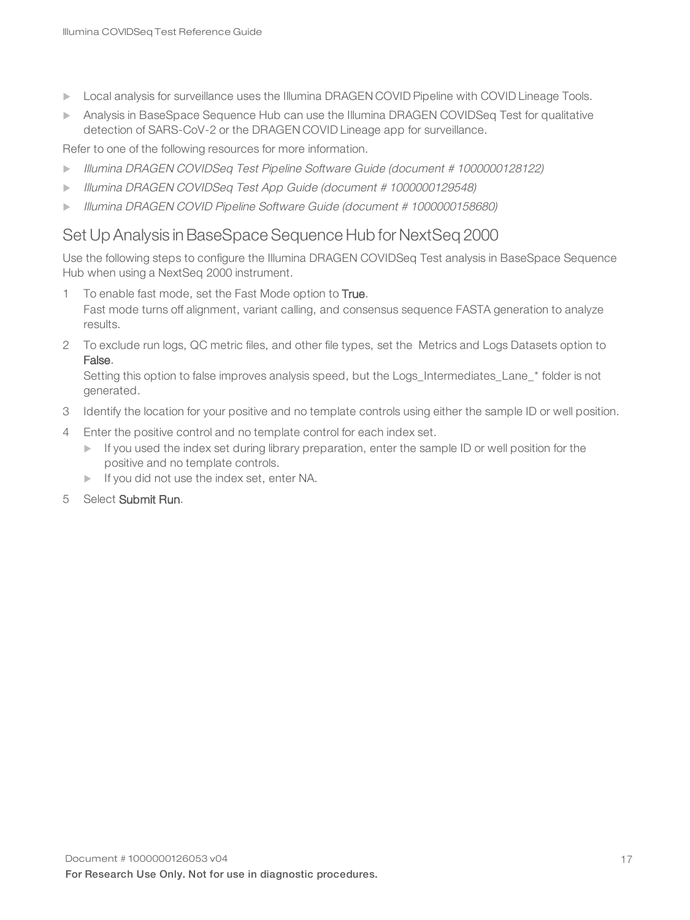- Local analysis for surveillance uses the Illumina DRAGEN COVID Pipeline with COVID Lineage Tools.
- Analysis in BaseSpace Sequence Hub can use the Illumina DRAGEN COVIDSeq Test for qualitative detection of SARS-CoV-2 or the DRAGEN COVID Lineage app for surveillance.

Refer to one of the following resources for more information.

- *Illumina DRAGEN COVIDSeq Test Pipeline Software Guide (document # 1000000128122)*
- *Illumina DRAGEN COVIDSeq Test App Guide (document # 1000000129548)*
- *Illumina DRAGEN COVID Pipeline Software Guide (document # 1000000158680)*

## Set Up Analysis in BaseSpace Sequence Hub for NextSeq 2000

Use the following steps to configure the Illumina DRAGEN COVIDSeq Test analysis in BaseSpace Sequence Hub when using a NextSeq 2000 instrument.

1. To enable fast mode, set the Fast Mode option to **True**.
   Fast mode turns off alignment, variant calling, and consensus sequence FASTA generation to analyze results.
2. To exclude run logs, QC metric files, and other file types, set the Metrics and Logs Datasets option to **False**.
   Setting this option to false improves analysis speed, but the Logs_Intermediates_Lane_* folder is not generated.
3. Identify the location for your positive and no template controls using either the sample ID or well position.
4. Enter the positive control and no template control for each index set.
   - If you used the index set during library preparation, enter the sample ID or well position for the positive and no template controls.
   - If you did not use the index set, enter NA.
5. Select **Submit Run**.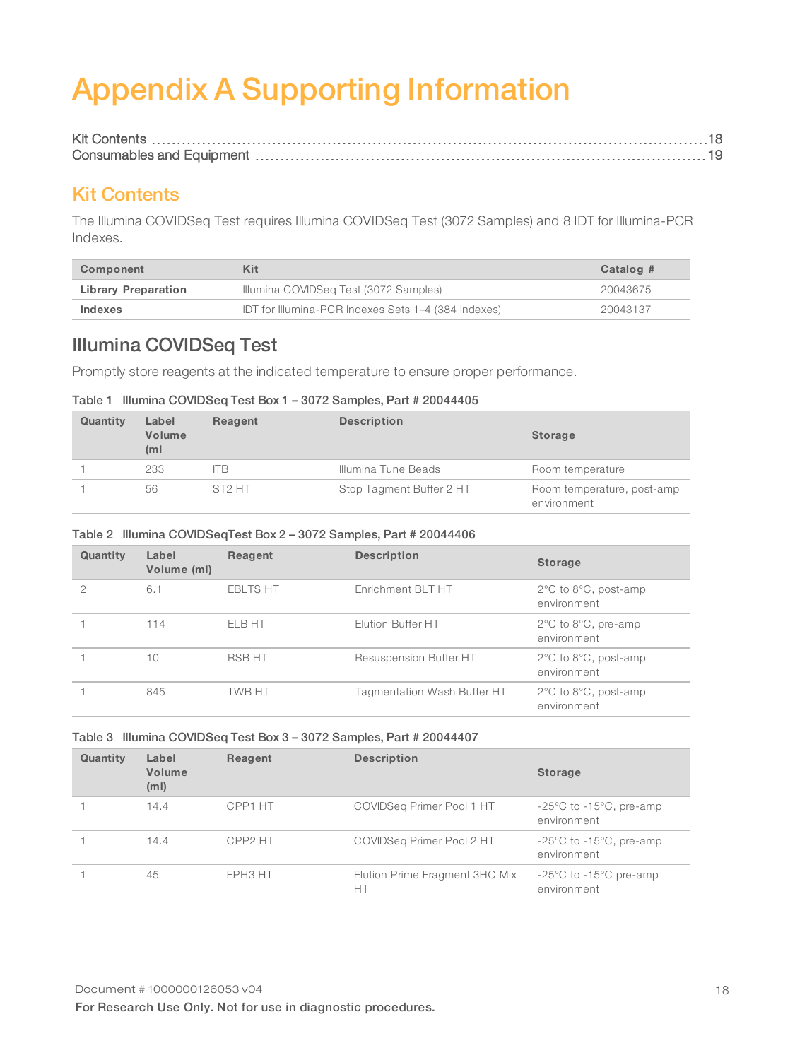# Appendix A Supporting Information

Kit Contents ........................................................................................................ 18
Consumables and Equipment ........................................................................................................ 19

## Kit Contents

The Illumina COVIDSeq Test requires Illumina COVIDSeq Test (3072 Samples) and 8 IDT for Illumina-PCR Indexes.

| Component | Kit | Catalog # |
|---|---|---|
| **Library Preparation** | Illumina COVIDSeq Test (3072 Samples) | 20043675 |
| **Indexes** | IDT for Illumina-PCR Indexes Sets 1–4 (384 Indexes) | 20043137 |

## Illumina COVIDSeq Test

Promptly store reagents at the indicated temperature to ensure proper performance.

Table 1 Illumina COVIDSeq Test Box 1 – 3072 Samples, Part # 20044405

| Quantity | Label Volume (ml | Reagent | Description | Storage |
|---|---|---|---|---|
| 1 | 233 | ITB | Illumina Tune Beads | Room temperature |
| 1 | 56 | ST2 HT | Stop Tagment Buffer 2 HT | Room temperature, post-amp environment |

Table 2 Illumina COVIDSeqTest Box 2 – 3072 Samples, Part # 20044406

| Quantity | Label Volume (ml) | Reagent | Description | Storage |
|---|---|---|---|---|
| 2 | 6.1 | EBLTS HT | Enrichment BLT HT | 2°C to 8°C, post-amp environment |
| 1 | 114 | ELB HT | Elution Buffer HT | 2°C to 8°C, pre-amp environment |
| 1 | 10 | RSB HT | Resuspension Buffer HT | 2°C to 8°C, post-amp environment |
| 1 | 845 | TWB HT | Tagmentation Wash Buffer HT | 2°C to 8°C, post-amp environment |

Table 3 Illumina COVIDSeq Test Box 3 – 3072 Samples, Part # 20044407

| Quantity | Label Volume (ml) | Reagent | Description | Storage |
|---|---|---|---|---|
| 1 | 14.4 | CPP1 HT | COVIDSeq Primer Pool 1 HT | -25°C to -15°C, pre-amp environment |
| 1 | 14.4 | CPP2 HT | COVIDSeq Primer Pool 2 HT | -25°C to -15°C, pre-amp environment |
| 1 | 45 | EPH3 HT | Elution Prime Fragment 3HC Mix HT | -25°C to -15°C pre-amp environment |

Document # 1000000126053 v04

**For Research Use Only. Not for use in diagnostic procedures.**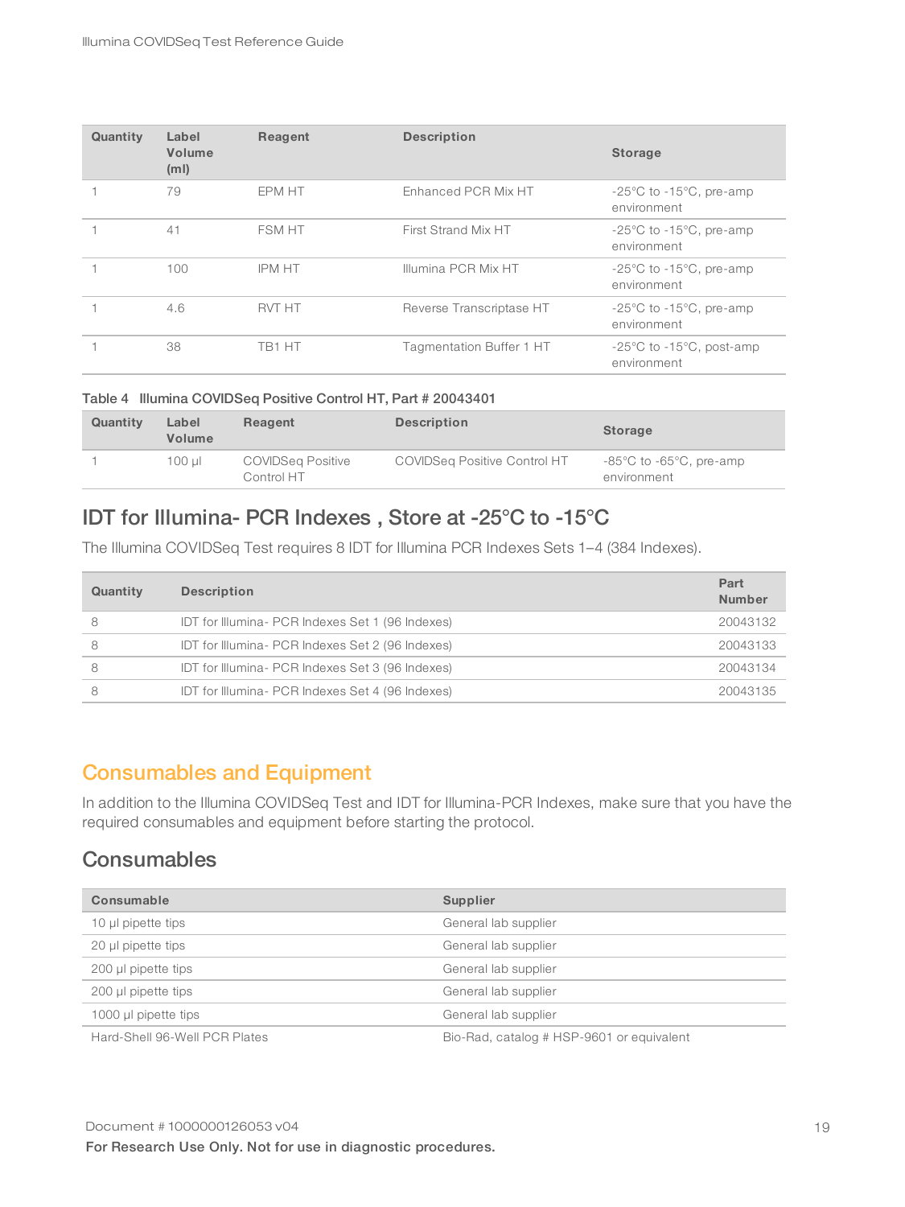| Quantity | Label Volume (ml) | Reagent | Description | Storage |
|---|---|---|---|---|
| 1 | 79 | EPM HT | Enhanced PCR Mix HT | -25°C to -15°C, pre-amp environment |
| 1 | 41 | FSM HT | First Strand Mix HT | -25°C to -15°C, pre-amp environment |
| 1 | 100 | IPM HT | Illumina PCR Mix HT | -25°C to -15°C, pre-amp environment |
| 1 | 4.6 | RVT HT | Reverse Transcriptase HT | -25°C to -15°C, pre-amp environment |
| 1 | 38 | TB1 HT | Tagmentation Buffer 1 HT | -25°C to -15°C, post-amp environment |

Table 4 Illumina COVIDSeq Positive Control HT, Part # 20043401

| Quantity | Label Volume | Reagent | Description | Storage |
|---|---|---|---|---|
| 1 | 100 µl | COVIDSeq Positive Control HT | COVIDSeq Positive Control HT | -85°C to -65°C, pre-amp environment |

## IDT for Illumina- PCR Indexes , Store at -25°C to -15°C

The Illumina COVIDSeq Test requires 8 IDT for Illumina PCR Indexes Sets 1–4 (384 Indexes).

| Quantity | Description | Part Number |
|---|---|---|
| 8 | IDT for Illumina- PCR Indexes Set 1 (96 Indexes) | 20043132 |
| 8 | IDT for Illumina- PCR Indexes Set 2 (96 Indexes) | 20043133 |
| 8 | IDT for Illumina- PCR Indexes Set 3 (96 Indexes) | 20043134 |
| 8 | IDT for Illumina- PCR Indexes Set 4 (96 Indexes) | 20043135 |

# Consumables and Equipment

In addition to the Illumina COVIDSeq Test and IDT for Illumina-PCR Indexes, make sure that you have the required consumables and equipment before starting the protocol.

## Consumables

| Consumable | Supplier |
|---|---|
| 10 µl pipette tips | General lab supplier |
| 20 µl pipette tips | General lab supplier |
| 200 µl pipette tips | General lab supplier |
| 200 µl pipette tips | General lab supplier |
| 1000 µl pipette tips | General lab supplier |
| Hard-Shell 96-Well PCR Plates | Bio-Rad, catalog # HSP-9601 or equivalent |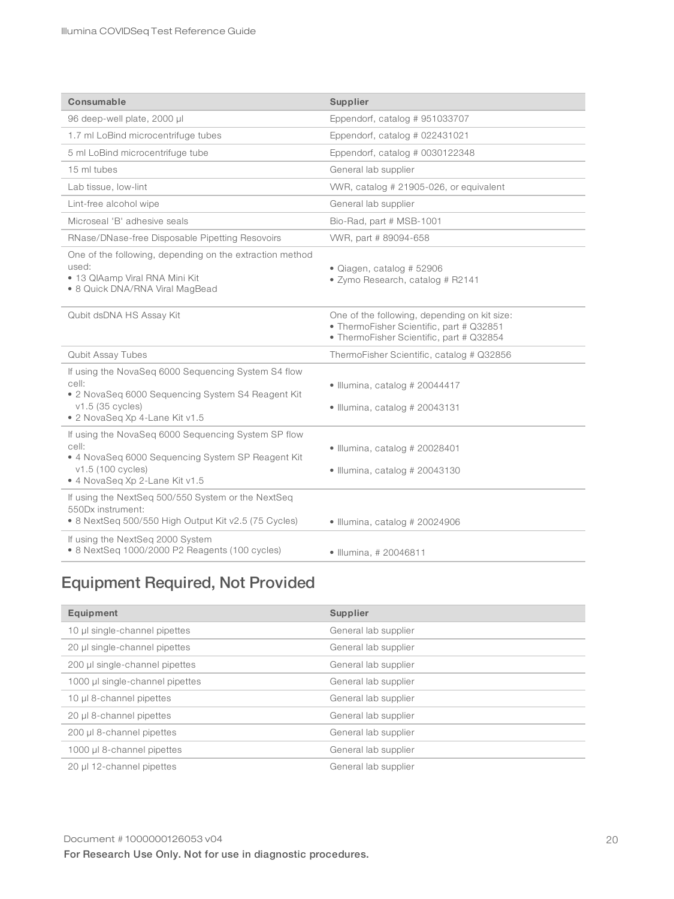| Consumable | Supplier |
| --- | --- |
| 96 deep-well plate, 2000 µl | Eppendorf, catalog # 951033707 |
| 1.7 ml LoBind microcentrifuge tubes | Eppendorf, catalog # 022431021 |
| 5 ml LoBind microcentrifuge tube | Eppendorf, catalog # 0030122348 |
| 15 ml tubes | General lab supplier |
| Lab tissue, low-lint | VWR, catalog # 21905-026, or equivalent |
| Lint-free alcohol wipe | General lab supplier |
| Microseal 'B' adhesive seals | Bio-Rad, part # MSB-1001 |
| RNase/DNase-free Disposable Pipetting Resovoirs | VWR, part # 89094-658 |
| One of the following, depending on the extraction method used:<br>• 13 QIAamp Viral RNA Mini Kit<br>• 8 Quick DNA/RNA Viral MagBead | • Qiagen, catalog # 52906<br>• Zymo Research, catalog # R2141 |
| Qubit dsDNA HS Assay Kit | One of the following, depending on kit size:<br>• ThermoFisher Scientific, part # Q32851<br>• ThermoFisher Scientific, part # Q32854 |
| Qubit Assay Tubes | ThermoFisher Scientific, catalog # Q32856 |
| If using the NovaSeq 6000 Sequencing System S4 flow cell:<br>• 2 NovaSeq 6000 Sequencing System S4 Reagent Kit v1.5 (35 cycles)<br>• 2 NovaSeq Xp 4-Lane Kit v1.5 | • Illumina, catalog # 20044417<br>• Illumina, catalog # 20043131 |
| If using the NovaSeq 6000 Sequencing System SP flow cell:<br>• 4 NovaSeq 6000 Sequencing System SP Reagent Kit v1.5 (100 cycles)<br>• 4 NovaSeq Xp 2-Lane Kit v1.5 | • Illumina, catalog # 20028401<br>• Illumina, catalog # 20043130 |
| If using the NextSeq 500/550 System or the NextSeq 550Dx instrument:<br>• 8 NextSeq 500/550 High Output Kit v2.5 (75 Cycles) | • Illumina, catalog # 20024906 |
| If using the NextSeq 2000 System<br>• 8 NextSeq 1000/2000 P2 Reagents (100 cycles) | • Illumina, # 20046811 |

## Equipment Required, Not Provided

| Equipment | Supplier |
| --- | --- |
| 10 µl single-channel pipettes | General lab supplier |
| 20 µl single-channel pipettes | General lab supplier |
| 200 µl single-channel pipettes | General lab supplier |
| 1000 µl single-channel pipettes | General lab supplier |
| 10 µl 8-channel pipettes | General lab supplier |
| 20 µl 8-channel pipettes | General lab supplier |
| 200 µl 8-channel pipettes | General lab supplier |
| 1000 µl 8-channel pipettes | General lab supplier |
| 20 µl 12-channel pipettes | General lab supplier |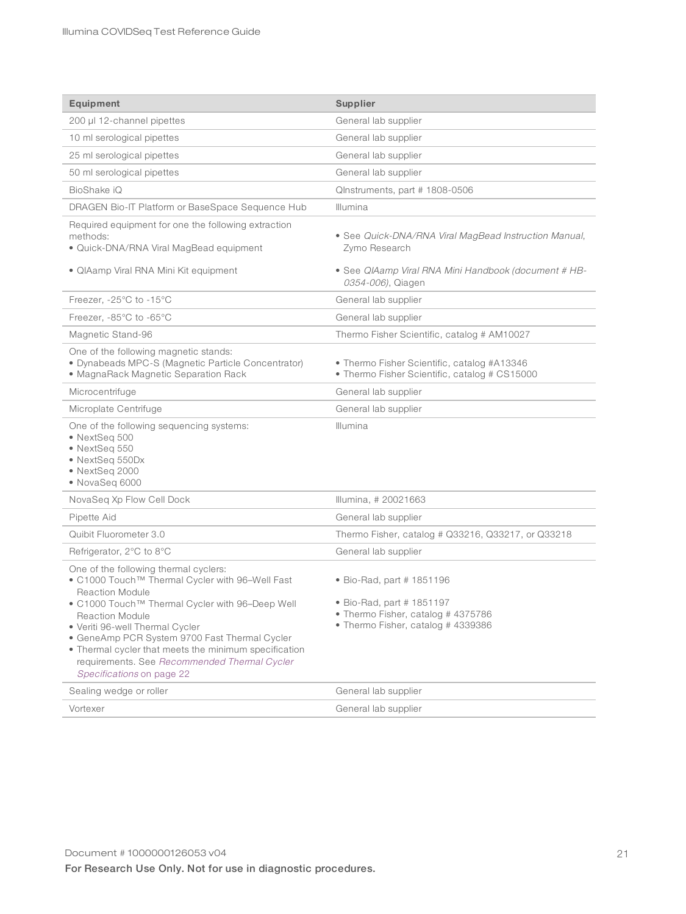| Equipment | Supplier |
|---|---|
| 200 µl 12-channel pipettes | General lab supplier |
| 10 ml serological pipettes | General lab supplier |
| 25 ml serological pipettes | General lab supplier |
| 50 ml serological pipettes | General lab supplier |
| BioShake iQ | QInstruments, part # 1808-0506 |
| DRAGEN Bio-IT Platform or BaseSpace Sequence Hub | Illumina |
| Required equipment for one the following extraction methods:<br>• Quick-DNA/RNA Viral MagBead equipment<br>• QIAamp Viral RNA Mini Kit equipment | • See *Quick-DNA/RNA Viral MagBead Instruction Manual*, Zymo Research<br>• See *QIAamp Viral RNA Mini Handbook (document # HB-0354-006)*, Qiagen |
| Freezer, -25°C to -15°C | General lab supplier |
| Freezer, -85°C to -65°C | General lab supplier |
| Magnetic Stand-96 | Thermo Fisher Scientific, catalog # AM10027 |
| One of the following magnetic stands:<br>• Dynabeads MPC-S (Magnetic Particle Concentrator)<br>• MagnaRack Magnetic Separation Rack | • Thermo Fisher Scientific, catalog #A13346<br>• Thermo Fisher Scientific, catalog # CS15000 |
| Microcentrifuge | General lab supplier |
| Microplate Centrifuge | General lab supplier |
| One of the following sequencing systems:<br>• NextSeq 500<br>• NextSeq 550<br>• NextSeq 550Dx<br>• NextSeq 2000<br>• NovaSeq 6000 | Illumina |
| NovaSeq Xp Flow Cell Dock | Illumina, # 20021663 |
| Pipette Aid | General lab supplier |
| Quibit Fluorometer 3.0 | Thermo Fisher, catalog # Q33216, Q33217, or Q33218 |
| Refrigerator, 2°C to 8°C | General lab supplier |
| One of the following thermal cyclers:<br>• C1000 Touch™ Thermal Cycler with 96–Well Fast Reaction Module<br>• C1000 Touch™ Thermal Cycler with 96–Deep Well Reaction Module<br>• Veriti 96-well Thermal Cycler<br>• GeneAmp PCR System 9700 Fast Thermal Cycler<br>• Thermal cycler that meets the minimum specification requirements. See *Recommended Thermal Cycler Specifications* on page 22 | • Bio-Rad, part # 1851196<br>• Bio-Rad, part # 1851197<br>• Thermo Fisher, catalog # 4375786<br>• Thermo Fisher, catalog # 4339386 |
| Sealing wedge or roller | General lab supplier |
| Vortexer | General lab supplier |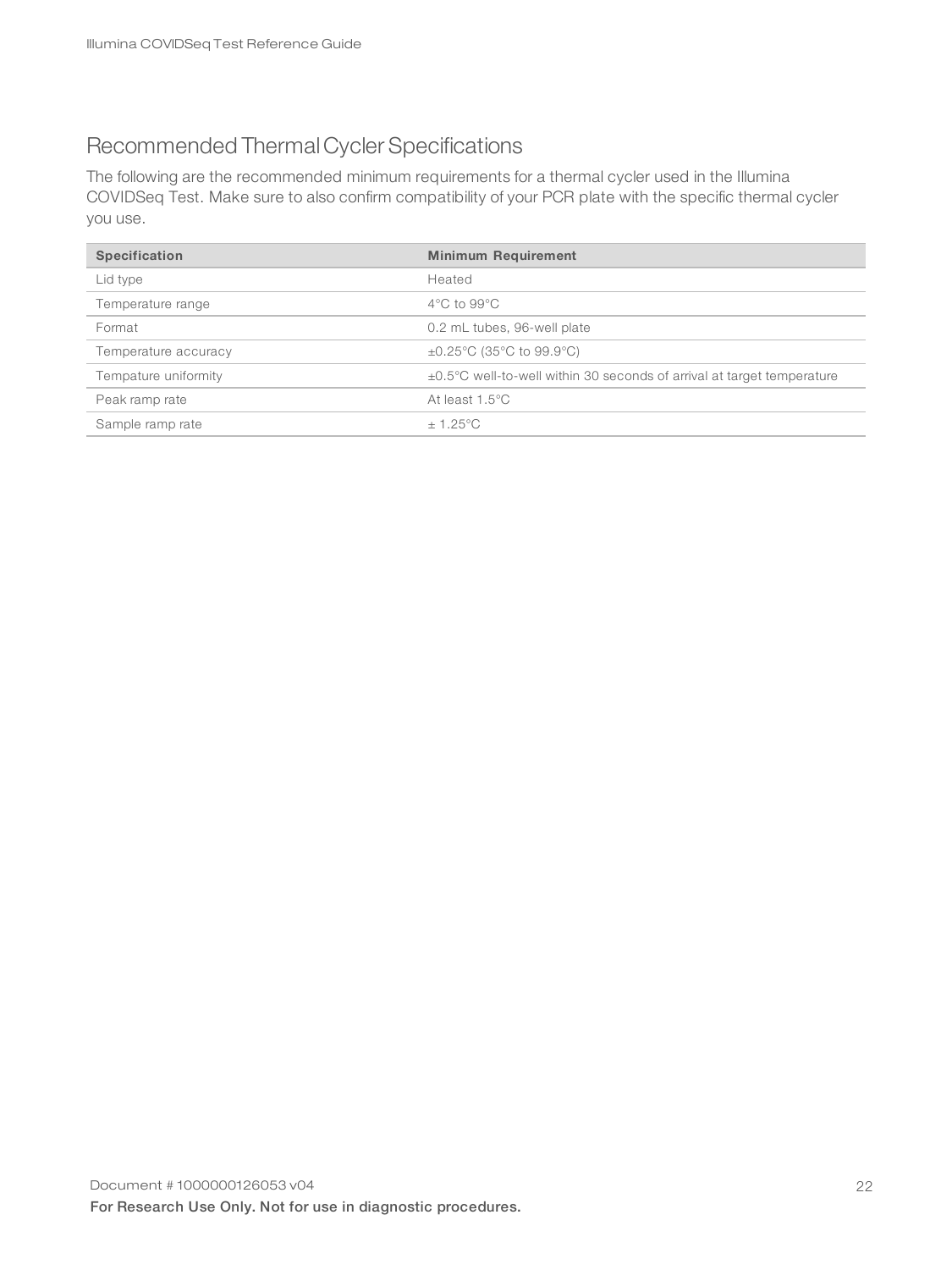## Recommended Thermal Cycler Specifications

The following are the recommended minimum requirements for a thermal cycler used in the Illumina COVIDSeq Test. Make sure to also confirm compatibility of your PCR plate with the specific thermal cycler you use.

| Specification | Minimum Requirement |
|---|---|
| Lid type | Heated |
| Temperature range | 4°C to 99°C |
| Format | 0.2 mL tubes, 96-well plate |
| Temperature accuracy | ±0.25°C (35°C to 99.9°C) |
| Tempature uniformity | ±0.5°C well-to-well within 30 seconds of arrival at target temperature |
| Peak ramp rate | At least 1.5°C |
| Sample ramp rate | ± 1.25°C |

Document # 1000000126053 v04

**For Research Use Only. Not for use in diagnostic procedures.**